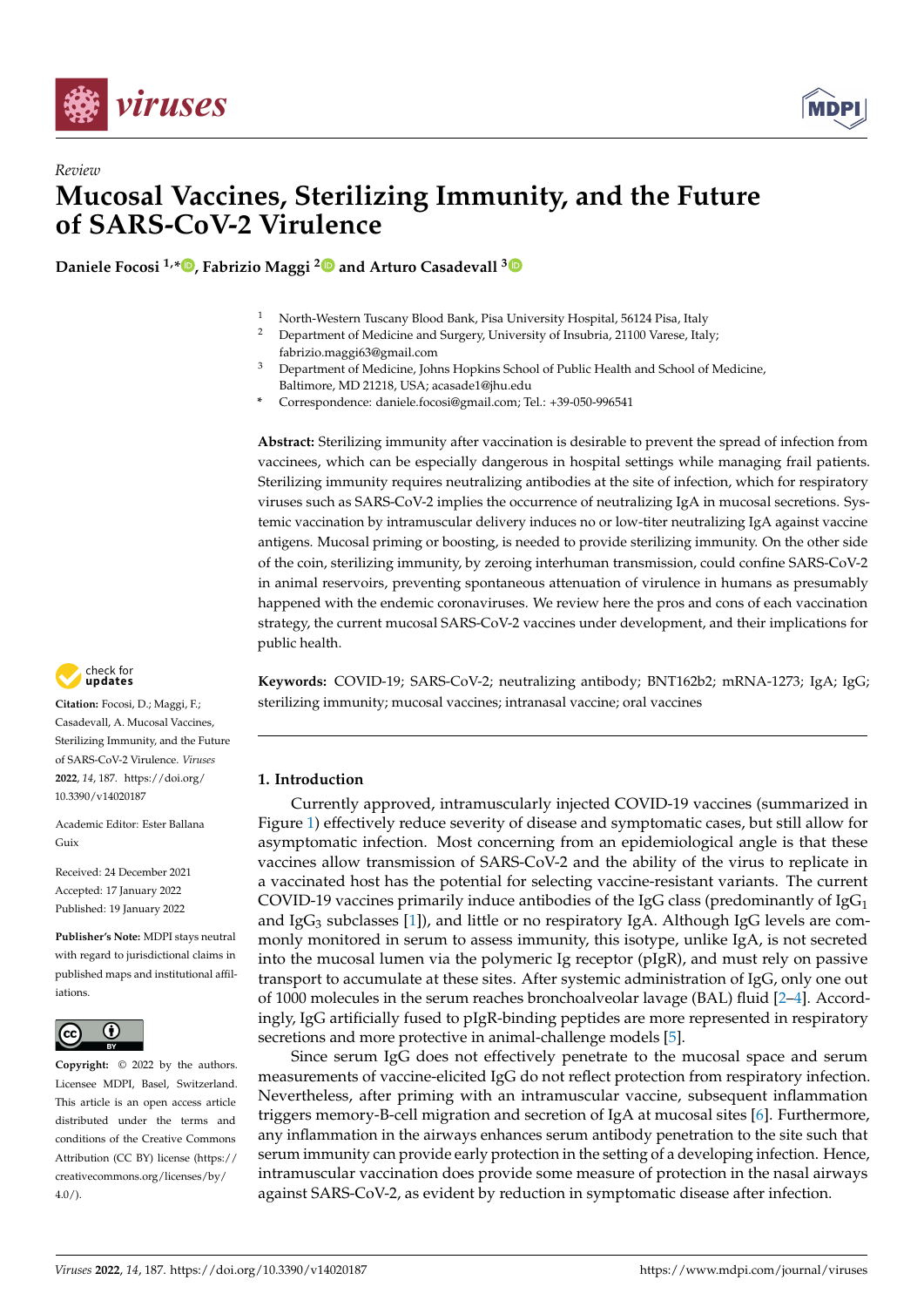*Review*

# Mucosal Vaccines, Sterilizing Immunity, and the Future of SARS-CoV-2 Virulence

**Daniele Focosi [1,*], Fabrizio Maggi [2] and Arturo Casadevall [3]**

[1] North-Western Tuscany Blood Bank, Pisa University Hospital, 56124 Pisa, Italy
[2] Department of Medicine and Surgery, University of Insubria, 21100 Varese, Italy; fabrizio.maggi63@gmail.com
[3] Department of Medicine, Johns Hopkins School of Public Health and School of Medicine, Baltimore, MD 21218, USA; acasade1@jhu.edu
[*] Correspondence: daniele.focosi@gmail.com; Tel.: +39-050-996541

**Abstract:** Sterilizing immunity after vaccination is desirable to prevent the spread of infection from vaccinees, which can be especially dangerous in hospital settings while managing frail patients. Sterilizing immunity requires neutralizing antibodies at the site of infection, which for respiratory viruses such as SARS-CoV-2 implies the occurrence of neutralizing IgA in mucosal secretions. Systemic vaccination by intramuscular delivery induces no or low-titer neutralizing IgA against vaccine antigens. Mucosal priming or boosting, is needed to provide sterilizing immunity. On the other side of the coin, sterilizing immunity, by zeroing interhuman transmission, could confine SARS-CoV-2 in animal reservoirs, preventing spontaneous attenuation of virulence in humans as presumably happened with the endemic coronaviruses. We review here the pros and cons of each vaccination strategy, the current mucosal SARS-CoV-2 vaccines under development, and their implications for public health.

**Keywords:** COVID-19; SARS-CoV-2; neutralizing antibody; BNT162b2; mRNA-1273; IgA; IgG; sterilizing immunity; mucosal vaccines; intranasal vaccine; oral vaccines

**Citation:** Focosi, D.; Maggi, F.; Casadevall, A. Mucosal Vaccines, Sterilizing Immunity, and the Future of SARS-CoV-2 Virulence. *Viruses* **2022**, *14*, 187. https://doi.org/10.3390/v14020187

Academic Editor: Ester Ballana Guix

Received: 24 December 2021
Accepted: 17 January 2022
Published: 19 January 2022

**Publisher's Note:** MDPI stays neutral with regard to jurisdictional claims in published maps and institutional affiliations.

**Copyright:** © 2022 by the authors. Licensee MDPI, Basel, Switzerland. This article is an open access article distributed under the terms and conditions of the Creative Commons Attribution (CC BY) license (https://creativecommons.org/licenses/by/4.0/).

## 1. Introduction

Currently approved, intramuscularly injected COVID-19 vaccines (summarized in Figure 1) effectively reduce severity of disease and symptomatic cases, but still allow for asymptomatic infection. Most concerning from an epidemiological angle is that these vaccines allow transmission of SARS-CoV-2 and the ability of the virus to replicate in a vaccinated host has the potential for selecting vaccine-resistant variants. The current COVID-19 vaccines primarily induce antibodies of the IgG class (predominantly of $IgG_1$ and $IgG_3$ subclasses [1]), and little or no respiratory IgA. Although IgG levels are commonly monitored in serum to assess immunity, this isotype, unlike IgA, is not secreted into the mucosal lumen via the polymeric Ig receptor (pIgR), and must rely on passive transport to accumulate at these sites. After systemic administration of IgG, only one out of 1000 molecules in the serum reaches bronchoalveolar lavage (BAL) fluid [2–4]. Accordingly, IgG artificially fused to pIgR-binding peptides are more represented in respiratory secretions and more protective in animal-challenge models [5].

Since serum IgG does not effectively penetrate to the mucosal space and serum measurements of vaccine-elicited IgG do not reflect protection from respiratory infection. Nevertheless, after priming with an intramuscular vaccine, subsequent inflammation triggers memory-B-cell migration and secretion of IgA at mucosal sites [6]. Furthermore, any inflammation in the airways enhances serum antibody penetration to the site such that serum immunity can provide early protection in the setting of a developing infection. Hence, intramuscular vaccination does provide some measure of protection in the nasal airways against SARS-CoV-2, as evident by reduction in symptomatic disease after infection.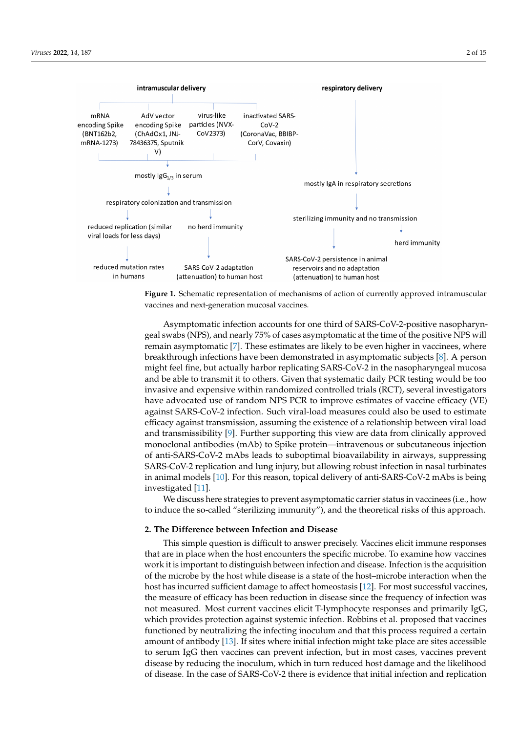**Figure 1.** Schematic representation of mechanisms of action of currently approved intramuscular vaccines and next-generation mucosal vaccines.

Asymptomatic infection accounts for one third of SARS-CoV-2-positive nasopharyngeal swabs (NPS), and nearly 75% of cases asymptomatic at the time of the positive NPS will remain asymptomatic [7]. These estimates are likely to be even higher in vaccinees, where breakthrough infections have been demonstrated in asymptomatic subjects [8]. A person might feel fine, but actually harbor replicating SARS-CoV-2 in the nasopharyngeal mucosa and be able to transmit it to others. Given that systematic daily PCR testing would be too invasive and expensive within randomized controlled trials (RCT), several investigators have advocated use of random NPS PCR to improve estimates of vaccine efficacy (VE) against SARS-CoV-2 infection. Such viral-load measures could also be used to estimate efficacy against transmission, assuming the existence of a relationship between viral load and transmissibility [9]. Further supporting this view are data from clinically approved monoclonal antibodies (mAb) to Spike protein—intravenous or subcutaneous injection of anti-SARS-CoV-2 mAbs leads to suboptimal bioavailability in airways, suppressing SARS-CoV-2 replication and lung injury, but allowing robust infection in nasal turbinates in animal models [10]. For this reason, topical delivery of anti-SARS-CoV-2 mAbs is being investigated [11].

We discuss here strategies to prevent asymptomatic carrier status in vaccinees (i.e., how to induce the so-called "sterilizing immunity"), and the theoretical risks of this approach.

## 2. The Difference between Infection and Disease

This simple question is difficult to answer precisely. Vaccines elicit immune responses that are in place when the host encounters the specific microbe. To examine how vaccines work it is important to distinguish between infection and disease. Infection is the acquisition of the microbe by the host while disease is a state of the host–microbe interaction when the host has incurred sufficient damage to affect homeostasis [12]. For most successful vaccines, the measure of efficacy has been reduction in disease since the frequency of infection was not measured. Most current vaccines elicit T-lymphocyte responses and primarily IgG, which provides protection against systemic infection. Robbins et al. proposed that vaccines functioned by neutralizing the infecting inoculum and that this process required a certain amount of antibody [13]. If sites where initial infection might take place are sites accessible to serum IgG then vaccines can prevent infection, but in most cases, vaccines prevent disease by reducing the inoculum, which in turn reduced host damage and the likelihood of disease. In the case of SARS-CoV-2 there is evidence that initial infection and replication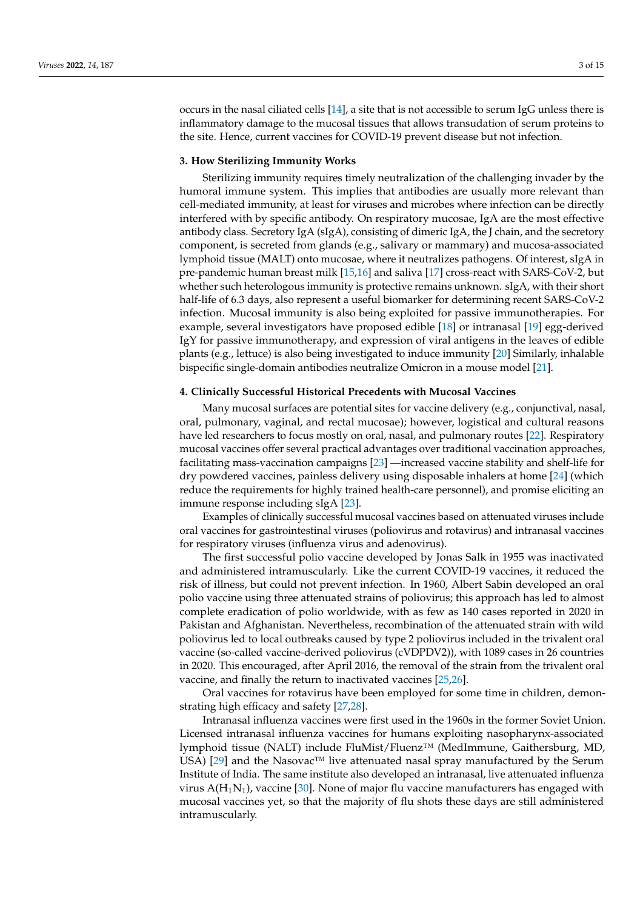occurs in the nasal ciliated cells [14], a site that is not accessible to serum IgG unless there is inflammatory damage to the mucosal tissues that allows transudation of serum proteins to the site. Hence, current vaccines for COVID-19 prevent disease but not infection.

## 3. How Sterilizing Immunity Works

Sterilizing immunity requires timely neutralization of the challenging invader by the humoral immune system. This implies that antibodies are usually more relevant than cell-mediated immunity, at least for viruses and microbes where infection can be directly interfered with by specific antibody. On respiratory mucosae, IgA are the most effective antibody class. Secretory IgA (sIgA), consisting of dimeric IgA, the J chain, and the secretory component, is secreted from glands (e.g., salivary or mammary) and mucosa-associated lymphoid tissue (MALT) onto mucosae, where it neutralizes pathogens. Of interest, sIgA in pre-pandemic human breast milk [15,16] and saliva [17] cross-react with SARS-CoV-2, but whether such heterologous immunity is protective remains unknown. sIgA, with their short half-life of 6.3 days, also represent a useful biomarker for determining recent SARS-CoV-2 infection. Mucosal immunity is also being exploited for passive immunotherapies. For example, several investigators have proposed edible [18] or intranasal [19] egg-derived IgY for passive immunotherapy, and expression of viral antigens in the leaves of edible plants (e.g., lettuce) is also being investigated to induce immunity [20] Similarly, inhalable bispecific single-domain antibodies neutralize Omicron in a mouse model [21].

## 4. Clinically Successful Historical Precedents with Mucosal Vaccines

Many mucosal surfaces are potential sites for vaccine delivery (e.g., conjunctival, nasal, oral, pulmonary, vaginal, and rectal mucosae); however, logistical and cultural reasons have led researchers to focus mostly on oral, nasal, and pulmonary routes [22]. Respiratory mucosal vaccines offer several practical advantages over traditional vaccination approaches, facilitating mass-vaccination campaigns [23] —increased vaccine stability and shelf-life for dry powdered vaccines, painless delivery using disposable inhalers at home [24] (which reduce the requirements for highly trained health-care personnel), and promise eliciting an immune response including sIgA [23].

Examples of clinically successful mucosal vaccines based on attenuated viruses include oral vaccines for gastrointestinal viruses (poliovirus and rotavirus) and intranasal vaccines for respiratory viruses (influenza virus and adenovirus).

The first successful polio vaccine developed by Jonas Salk in 1955 was inactivated and administered intramuscularly. Like the current COVID-19 vaccines, it reduced the risk of illness, but could not prevent infection. In 1960, Albert Sabin developed an oral polio vaccine using three attenuated strains of poliovirus; this approach has led to almost complete eradication of polio worldwide, with as few as 140 cases reported in 2020 in Pakistan and Afghanistan. Nevertheless, recombination of the attenuated strain with wild poliovirus led to local outbreaks caused by type 2 poliovirus included in the trivalent oral vaccine (so-called vaccine-derived poliovirus (cVDPDV2)), with 1089 cases in 26 countries in 2020. This encouraged, after April 2016, the removal of the strain from the trivalent oral vaccine, and finally the return to inactivated vaccines [25,26].

Oral vaccines for rotavirus have been employed for some time in children, demonstrating high efficacy and safety [27,28].

Intranasal influenza vaccines were first used in the 1960s in the former Soviet Union. Licensed intranasal influenza vaccines for humans exploiting nasopharynx-associated lymphoid tissue (NALT) include FluMist/Fluenz™ (MedImmune, Gaithersburg, MD, USA) [29] and the Nasovac™ live attenuated nasal spray manufactured by the Serum Institute of India. The same institute also developed an intranasal, live attenuated influenza virus A($H_1N_1$), vaccine [30]. None of major flu vaccine manufacturers has engaged with mucosal vaccines yet, so that the majority of flu shots these days are still administered intramuscularly.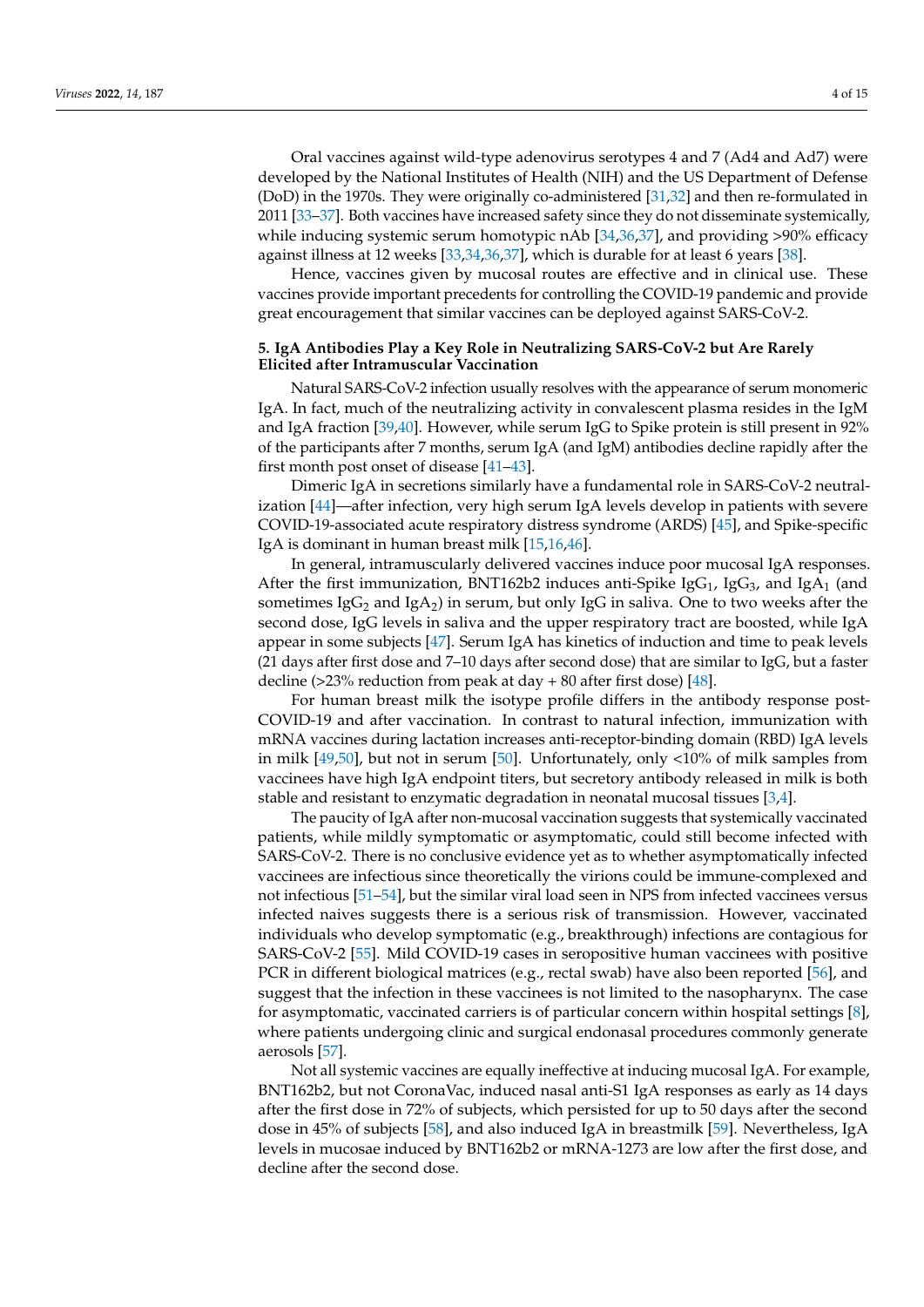Oral vaccines against wild-type adenovirus serotypes 4 and 7 (Ad4 and Ad7) were developed by the National Institutes of Health (NIH) and the US Department of Defense (DoD) in the 1970s. They were originally co-administered [31,32] and then re-formulated in 2011 [33–37]. Both vaccines have increased safety since they do not disseminate systemically, while inducing systemic serum homotypic nAb [34,36,37], and providing >90% efficacy against illness at 12 weeks [33,34,36,37], which is durable for at least 6 years [38].

Hence, vaccines given by mucosal routes are effective and in clinical use. These vaccines provide important precedents for controlling the COVID-19 pandemic and provide great encouragement that similar vaccines can be deployed against SARS-CoV-2.

## 5. IgA Antibodies Play a Key Role in Neutralizing SARS-CoV-2 but Are Rarely Elicited after Intramuscular Vaccination

Natural SARS-CoV-2 infection usually resolves with the appearance of serum monomeric IgA. In fact, much of the neutralizing activity in convalescent plasma resides in the IgM and IgA fraction [39,40]. However, while serum IgG to Spike protein is still present in 92% of the participants after 7 months, serum IgA (and IgM) antibodies decline rapidly after the first month post onset of disease [41–43].

Dimeric IgA in secretions similarly have a fundamental role in SARS-CoV-2 neutralization [44]—after infection, very high serum IgA levels develop in patients with severe COVID-19-associated acute respiratory distress syndrome (ARDS) [45], and Spike-specific IgA is dominant in human breast milk [15,16,46].

In general, intramuscularly delivered vaccines induce poor mucosal IgA responses. After the first immunization, BNT162b2 induces anti-Spike $IgG_1$, $IgG_3$, and $IgA_1$ (and sometimes $IgG_2$ and $IgA_2$) in serum, but only IgG in saliva. One to two weeks after the second dose, IgG levels in saliva and the upper respiratory tract are boosted, while IgA appear in some subjects [47]. Serum IgA has kinetics of induction and time to peak levels (21 days after first dose and 7–10 days after second dose) that are similar to IgG, but a faster decline (>23% reduction from peak at day + 80 after first dose) [48].

For human breast milk the isotype profile differs in the antibody response post-COVID-19 and after vaccination. In contrast to natural infection, immunization with mRNA vaccines during lactation increases anti-receptor-binding domain (RBD) IgA levels in milk [49,50], but not in serum [50]. Unfortunately, only <10% of milk samples from vaccinees have high IgA endpoint titers, but secretory antibody released in milk is both stable and resistant to enzymatic degradation in neonatal mucosal tissues [3,4].

The paucity of IgA after non-mucosal vaccination suggests that systemically vaccinated patients, while mildly symptomatic or asymptomatic, could still become infected with SARS-CoV-2. There is no conclusive evidence yet as to whether asymptomatically infected vaccinees are infectious since theoretically the virions could be immune-complexed and not infectious [51–54], but the similar viral load seen in NPS from infected vaccinees versus infected naives suggests there is a serious risk of transmission. However, vaccinated individuals who develop symptomatic (e.g., breakthrough) infections are contagious for SARS-CoV-2 [55]. Mild COVID-19 cases in seropositive human vaccinees with positive PCR in different biological matrices (e.g., rectal swab) have also been reported [56], and suggest that the infection in these vaccinees is not limited to the nasopharynx. The case for asymptomatic, vaccinated carriers is of particular concern within hospital settings [8], where patients undergoing clinic and surgical endonasal procedures commonly generate aerosols [57].

Not all systemic vaccines are equally ineffective at inducing mucosal IgA. For example, BNT162b2, but not CoronaVac, induced nasal anti-S1 IgA responses as early as 14 days after the first dose in 72% of subjects, which persisted for up to 50 days after the second dose in 45% of subjects [58], and also induced IgA in breastmilk [59]. Nevertheless, IgA levels in mucosae induced by BNT162b2 or mRNA-1273 are low after the first dose, and decline after the second dose.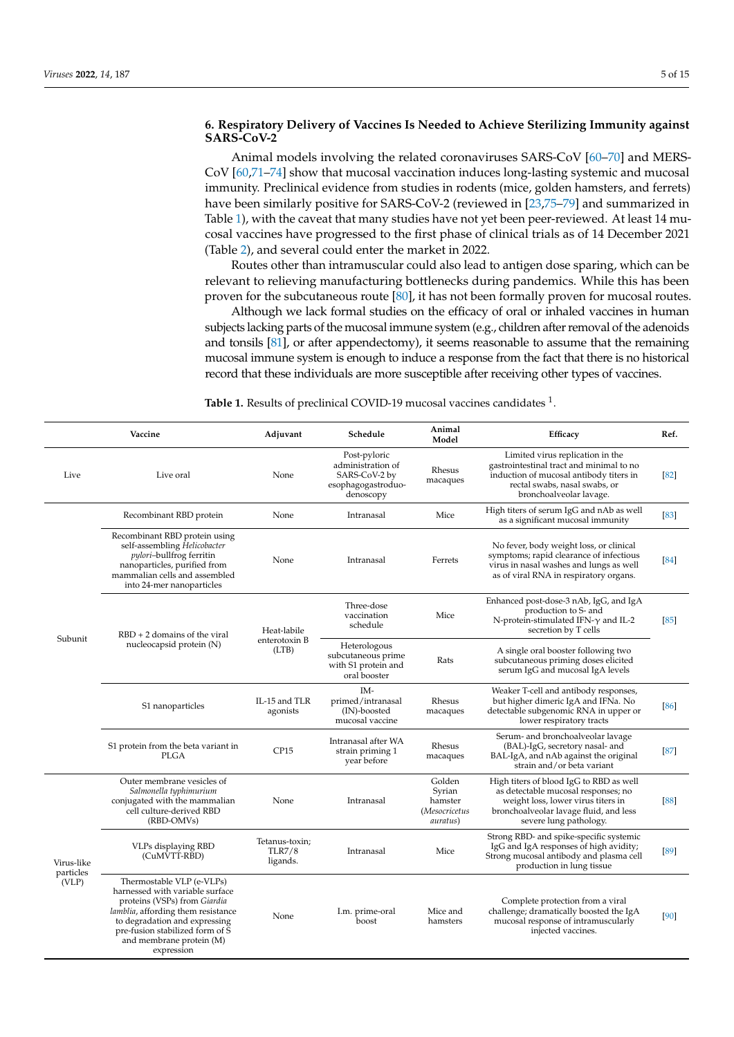## 6. Respiratory Delivery of Vaccines Is Needed to Achieve Sterilizing Immunity against SARS-CoV-2

Animal models involving the related coronaviruses SARS-CoV [60–70] and MERS-CoV [60,71–74] show that mucosal vaccination induces long-lasting systemic and mucosal immunity. Preclinical evidence from studies in rodents (mice, golden hamsters, and ferrets) have been similarly positive for SARS-CoV-2 (reviewed in [23,75–79] and summarized in Table 1), with the caveat that many studies have not yet been peer-reviewed. At least 14 mucosal vaccines have progressed to the first phase of clinical trials as of 14 December 2021 (Table 2), and several could enter the market in 2022.

Routes other than intramuscular could also lead to antigen dose sparing, which can be relevant to relieving manufacturing bottlenecks during pandemics. While this has been proven for the subcutaneous route [80], it has not been formally proven for mucosal routes.

Although we lack formal studies on the efficacy of oral or inhaled vaccines in human subjects lacking parts of the mucosal immune system (e.g., children after removal of the adenoids and tonsils [81], or after appendectomy), it seems reasonable to assume that the remaining mucosal immune system is enough to induce a response from the fact that there is no historical record that these individuals are more susceptible after receiving other types of vaccines.

**Table 1.** Results of preclinical COVID-19 mucosal vaccines candidates [1].

| | Vaccine | Adjuvant | Schedule | Animal Model | Efficacy | Ref. |
|---|---|---|---|---|---|---|
| Live | Live oral | None | Post-pyloric administration of SARS-CoV-2 by esophagogastroduodenoscopy | Rhesus macaques | Limited virus replication in the gastrointestinal tract and minimal to no induction of mucosal antibody titers in rectal swabs, nasal swabs, or bronchoalveolar lavage. | [82] |
| Subunit | Recombinant RBD protein | None | Intranasal | Mice | High titers of serum IgG and nAb as well as a significant mucosal immunity | [83] |
| | Recombinant RBD protein using self-assembling *Helicobacter pylori*–bullfrog ferritin nanoparticles, purified from mammalian cells and assembled into 24-mer nanoparticles | None | Intranasal | Ferrets | No fever, body weight loss, or clinical symptoms; rapid clearance of infectious virus in nasal washes and lungs as well as of viral RNA in respiratory organs. | [84] |
| | RBD + 2 domains of the viral nucleocapsid protein (N) | Heat-labile enterotoxin B (LTB) | Three-dose vaccination schedule | Mice | Enhanced post-dose-3 nAb, IgG, and IgA production to S- and N-protein-stimulated IFN-$\gamma$ and IL-2 secretion by T cells | [85] |
| | | | Heterologous subcutaneous prime with S1 protein and oral booster | Rats | A single oral booster following two subcutaneous priming doses elicited serum IgG and mucosal IgA levels | |
| | S1 nanoparticles | IL-15 and TLR agonists | IM-primed/intranasal (IN)-boosted mucosal vaccine | Rhesus macaques | Weaker T-cell and antibody responses, but higher dimeric IgA and IFNa. No detectable subgenomic RNA in upper or lower respiratory tracts | [86] |
| | S1 protein from the beta variant in PLGA | CP15 | Intranasal after WA strain priming 1 year before | Rhesus macaques | Serum- and bronchoalveolar lavage (BAL)-IgG, secretory nasal- and BAL-IgA, and nAb against the original strain and/or beta variant | [87] |
| Virus-like particles (VLP) | Outer membrane vesicles of *Salmonella typhimurium* conjugated with the mammalian cell culture-derived RBD (RBD-OMVs) | None | Intranasal | Golden Syrian hamster (*Mesocricetus auratus*) | High titers of blood IgG to RBD as well as detectable mucosal responses; no weight loss, lower virus titers in bronchoalveolar lavage fluid, and less severe lung pathology. | [88] |
| | VLPs displaying RBD (CuMVTT-RBD) | Tetanus-toxin; TLR7/8 ligands. | Intranasal | Mice | Strong RBD- and spike-specific systemic IgG and IgA responses of high avidity; Strong mucosal antibody and plasma cell production in lung tissue | [89] |
| | Thermostable VLP (e-VLPs) harnessed with variable surface proteins (VSPs) from *Giardia lamblia*, affording them resistance to degradation and expressing pre-fusion stabilized form of S and membrane protein (M) expression | None | I.m. prime-oral boost | Mice and hamsters | Complete protection from a viral challenge; dramatically boosted the IgA mucosal response of intramuscularly injected vaccines. | [90] |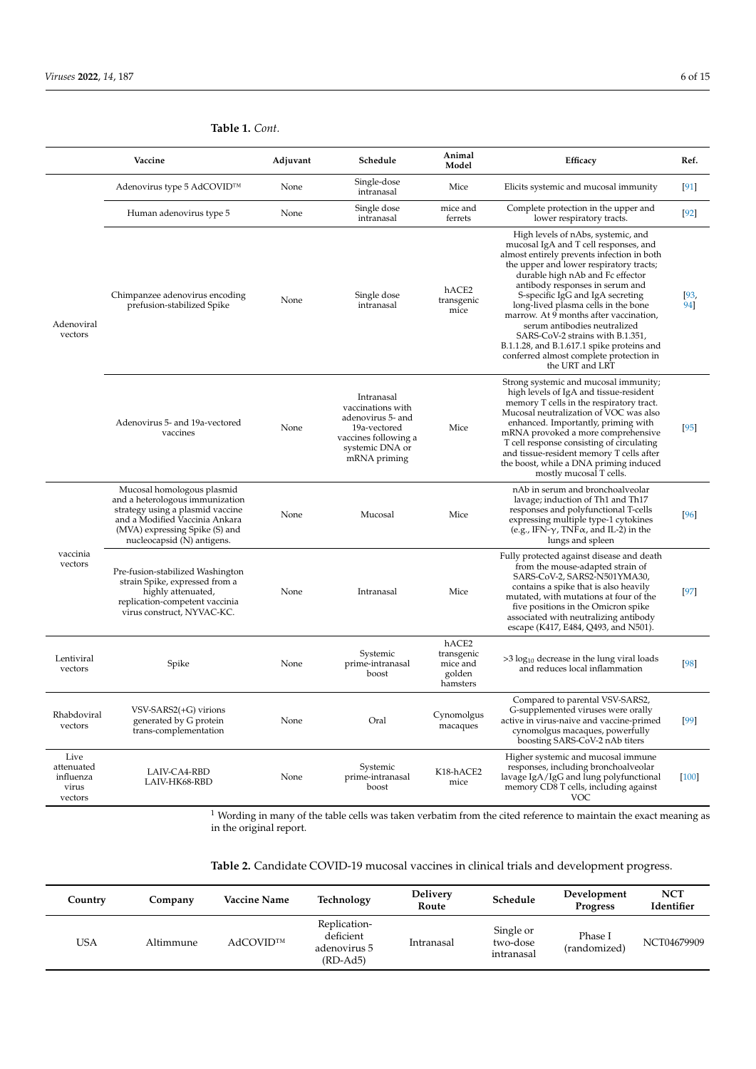**Table 1.** *Cont.*

| | Vaccine | Adjuvant | Schedule | Animal Model | Efficacy | Ref. |
|---|---|---|---|---|---|---|
| Adenoviral vectors | Adenovirus type 5 AdCOVID™ | None | Single-dose intranasal | Mice | Elicits systemic and mucosal immunity | [91] |
| | Human adenovirus type 5 | None | Single dose intranasal | mice and ferrets | Complete protection in the upper and lower respiratory tracts. | [92] |
| | Chimpanzee adenovirus encoding prefusion-stabilized Spike | None | Single dose intranasal | hACE2 transgenic mice | High levels of nAbs, systemic, and mucosal IgA and T cell responses, and almost entirely prevents infection in both the upper and lower respiratory tracts; durable high nAb and Fc effector antibody responses in serum and S-specific IgG and IgA secreting long-lived plasma cells in the bone marrow. At 9 months after vaccination, serum antibodies neutralized SARS-CoV-2 strains with B.1.351, B.1.1.28, and B.1.617.1 spike proteins and conferred almost complete protection in the URT and LRT | [93, 94] |
| | Adenovirus 5- and 19a-vectored vaccines | None | Intranasal vaccinations with adenovirus 5- and 19a-vectored vaccines following a systemic DNA or mRNA priming | Mice | Strong systemic and mucosal immunity; high levels of IgA and tissue-resident memory T cells in the respiratory tract. Mucosal neutralization of VOC was also enhanced. Importantly, priming with mRNA provoked a more comprehensive T cell response consisting of circulating and tissue-resident memory T cells after the boost, while a DNA priming induced mostly mucosal T cells. | [95] |
| vaccinia vectors | Mucosal homologous plasmid and a heterologous immunization strategy using a plasmid vaccine and a Modified Vaccinia Ankara (MVA) expressing Spike (S) and nucleocapsid (N) antigens. | None | Mucosal | Mice | nAb in serum and bronchoalveolar lavage; induction of Th1 and Th17 responses and polyfunctional T-cells expressing multiple type-1 cytokines (e.g., IFN-$\gamma$, TNF$\alpha$, and IL-2) in the lungs and spleen | [96] |
| | Pre-fusion-stabilized Washington strain Spike, expressed from a highly attenuated, replication-competent vaccinia virus construct, NYVAC-KC. | None | Intranasal | Mice | Fully protected against disease and death from the mouse-adapted strain of SARS-CoV-2, SARS2-N501YMA30, contains a spike that is also heavily mutated, with mutations at four of the five positions in the Omicron spike associated with neutralizing antibody escape (K417, E484, Q493, and N501). | [97] |
| Lentiviral vectors | Spike | None | Systemic prime-intranasal boost | hACE2 transgenic mice and golden hamsters | >3 $\log_{10}$ decrease in the lung viral loads and reduces local inflammation | [98] |
| Rhabdoviral vectors | VSV-SARS2(+G) virions generated by G protein trans-complementation | None | Oral | Cynomolgus macaques | Compared to parental VSV-SARS2, G-supplemented viruses were orally active in virus-naive and vaccine-primed cynomolgus macaques, powerfully boosting SARS-CoV-2 nAb titers | [99] |
| Live attenuated influenza virus vectors | LAIV-CA4-RBD LAIV-HK68-RBD | None | Systemic prime-intranasal boost | K18-hACE2 mice | Higher systemic and mucosal immune responses, including bronchoalveolar lavage IgA/IgG and lung polyfunctional memory CD8 T cells, including against VOC | [100] |

[1] Wording in many of the table cells was taken verbatim from the cited reference to maintain the exact meaning as in the original report.

**Table 2.** Candidate COVID-19 mucosal vaccines in clinical trials and development progress.

| Country | Company | Vaccine Name | Technology | Delivery Route | Schedule | Development Progress | NCT Identifier |
|---|---|---|---|---|---|---|---|
| USA | Altimmune | AdCOVID™ | Replication-deficient adenovirus 5 (RD-Ad5) | Intranasal | Single or two-dose intranasal | Phase I (randomized) | NCT04679909 |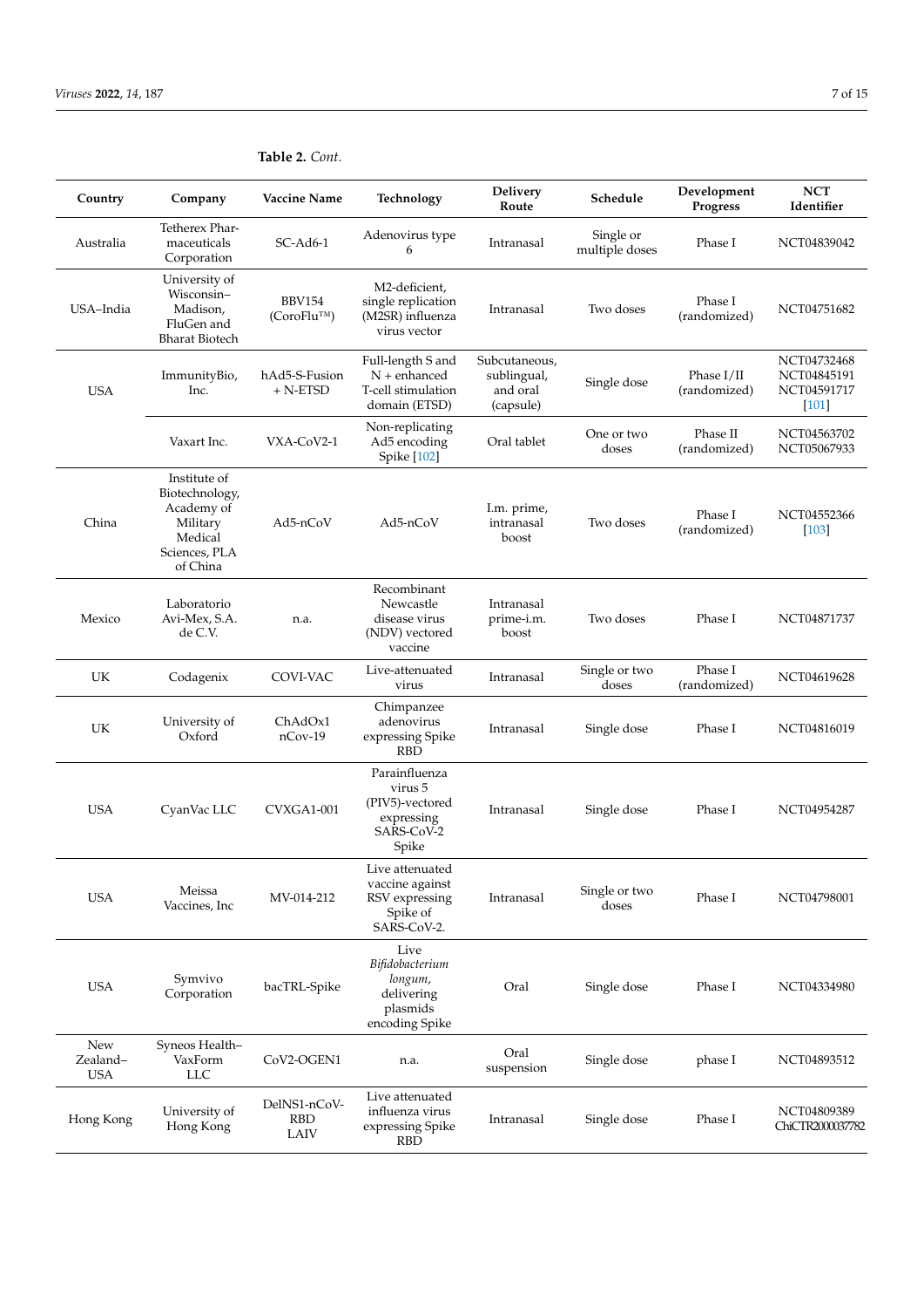**Table 2.** *Cont.*

| Country | Company | Vaccine Name | Technology | Delivery Route | Schedule | Development Progress | NCT Identifier |
|---|---|---|---|---|---|---|---|
| Australia | Tetherex Pharmaceuticals Corporation | SC-Ad6-1 | Adenovirus type 6 | Intranasal | Single or multiple doses | Phase I | NCT04839042 |
| USA–India | University of Wisconsin–Madison, FluGen and Bharat Biotech | BBV154 (CoroFlu™) | M2-deficient, single replication (M2SR) influenza virus vector | Intranasal | Two doses | Phase I (randomized) | NCT04751682 |
| USA | ImmunityBio, Inc. | hAd5-S-Fusion + N-ETSD | Full-length S and N + enhanced T-cell stimulation domain (ETSD) | Subcutaneous, sublingual, and oral (capsule) | Single dose | Phase I/II (randomized) | NCT04732468 NCT04845191 NCT04591717 [101] |
| | Vaxart Inc. | VXA-CoV2-1 | Non-replicating Ad5 encoding Spike [102] | Oral tablet | One or two doses | Phase II (randomized) | NCT04563702 NCT05067933 |
| China | Institute of Biotechnology, Academy of Military Medical Sciences, PLA of China | Ad5-nCoV | Ad5-nCoV | I.m. prime, intranasal boost | Two doses | Phase I (randomized) | NCT04552366 [103] |
| Mexico | Laboratorio Avi-Mex, S.A. de C.V. | n.a. | Recombinant Newcastle disease virus (NDV) vectored vaccine | Intranasal prime-i.m. boost | Two doses | Phase I | NCT04871737 |
| UK | Codagenix | COVI-VAC | Live-attenuated virus | Intranasal | Single or two doses | Phase I (randomized) | NCT04619628 |
| UK | University of Oxford | ChAdOx1 nCov-19 | Chimpanzee adenovirus expressing Spike RBD | Intranasal | Single dose | Phase I | NCT04816019 |
| USA | CyanVac LLC | CVXGA1-001 | Parainfluenza virus 5 (PIV5)-vectored expressing SARS-CoV-2 Spike | Intranasal | Single dose | Phase I | NCT04954287 |
| USA | Meissa Vaccines, Inc | MV-014-212 | Live attenuated vaccine against RSV expressing Spike of SARS-CoV-2. | Intranasal | Single or two doses | Phase I | NCT04798001 |
| USA | Symvivo Corporation | bacTRL-Spike | Live *Bifidobacterium longum*, delivering plasmids encoding Spike | Oral | Single dose | Phase I | NCT04334980 |
| New Zealand–USA | Syneos Health–VaxForm LLC | CoV2-OGEN1 | n.a. | Oral suspension | Single dose | phase I | NCT04893512 |
| Hong Kong | University of Hong Kong | DelNS1-nCoV-RBD LAIV | Live attenuated influenza virus expressing Spike RBD | Intranasal | Single dose | Phase I | NCT04809389 ChiCTR2000037782 |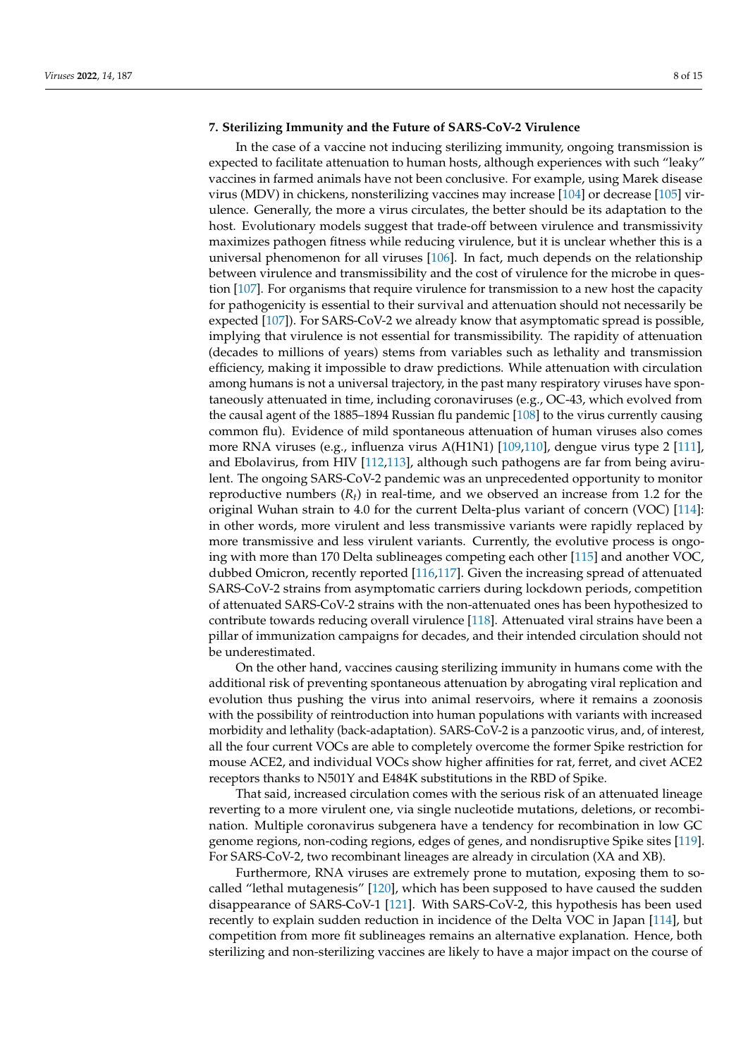### 7. Sterilizing Immunity and the Future of SARS-CoV-2 Virulence

In the case of a vaccine not inducing sterilizing immunity, ongoing transmission is expected to facilitate attenuation to human hosts, although experiences with such "leaky" vaccines in farmed animals have not been conclusive. For example, using Marek disease virus (MDV) in chickens, nonsterilizing vaccines may increase [104] or decrease [105] virulence. Generally, the more a virus circulates, the better should be its adaptation to the host. Evolutionary models suggest that trade-off between virulence and transmissivity maximizes pathogen fitness while reducing virulence, but it is unclear whether this is a universal phenomenon for all viruses [106]. In fact, much depends on the relationship between virulence and transmissibility and the cost of virulence for the microbe in question [107]. For organisms that require virulence for transmission to a new host the capacity for pathogenicity is essential to their survival and attenuation should not necessarily be expected [107]). For SARS-CoV-2 we already know that asymptomatic spread is possible, implying that virulence is not essential for transmissibility. The rapidity of attenuation (decades to millions of years) stems from variables such as lethality and transmission efficiency, making it impossible to draw predictions. While attenuation with circulation among humans is not a universal trajectory, in the past many respiratory viruses have spontaneously attenuated in time, including coronaviruses (e.g., OC-43, which evolved from the causal agent of the 1885–1894 Russian flu pandemic [108] to the virus currently causing common flu). Evidence of mild spontaneous attenuation of human viruses also comes more RNA viruses (e.g., influenza virus A(H1N1) [109,110], dengue virus type 2 [111], and Ebolavirus, from HIV [112,113], although such pathogens are far from being avirulent. The ongoing SARS-CoV-2 pandemic was an unprecedented opportunity to monitor reproductive numbers ($R_t$) in real-time, and we observed an increase from 1.2 for the original Wuhan strain to 4.0 for the current Delta-plus variant of concern (VOC) [114]: in other words, more virulent and less transmissive variants were rapidly replaced by more transmissive and less virulent variants. Currently, the evolutive process is ongoing with more than 170 Delta sublineages competing each other [115] and another VOC, dubbed Omicron, recently reported [116,117]. Given the increasing spread of attenuated SARS-CoV-2 strains from asymptomatic carriers during lockdown periods, competition of attenuated SARS-CoV-2 strains with the non-attenuated ones has been hypothesized to contribute towards reducing overall virulence [118]. Attenuated viral strains have been a pillar of immunization campaigns for decades, and their intended circulation should not be underestimated.

On the other hand, vaccines causing sterilizing immunity in humans come with the additional risk of preventing spontaneous attenuation by abrogating viral replication and evolution thus pushing the virus into animal reservoirs, where it remains a zoonosis with the possibility of reintroduction into human populations with variants with increased morbidity and lethality (back-adaptation). SARS-CoV-2 is a panzootic virus, and, of interest, all the four current VOCs are able to completely overcome the former Spike restriction for mouse ACE2, and individual VOCs show higher affinities for rat, ferret, and civet ACE2 receptors thanks to N501Y and E484K substitutions in the RBD of Spike.

That said, increased circulation comes with the serious risk of an attenuated lineage reverting to a more virulent one, via single nucleotide mutations, deletions, or recombination. Multiple coronavirus subgenera have a tendency for recombination in low GC genome regions, non-coding regions, edges of genes, and nondisruptive Spike sites [119]. For SARS-CoV-2, two recombinant lineages are already in circulation (XA and XB).

Furthermore, RNA viruses are extremely prone to mutation, exposing them to so-called "lethal mutagenesis" [120], which has been supposed to have caused the sudden disappearance of SARS-CoV-1 [121]. With SARS-CoV-2, this hypothesis has been used recently to explain sudden reduction in incidence of the Delta VOC in Japan [114], but competition from more fit sublineages remains an alternative explanation. Hence, both sterilizing and non-sterilizing vaccines are likely to have a major impact on the course of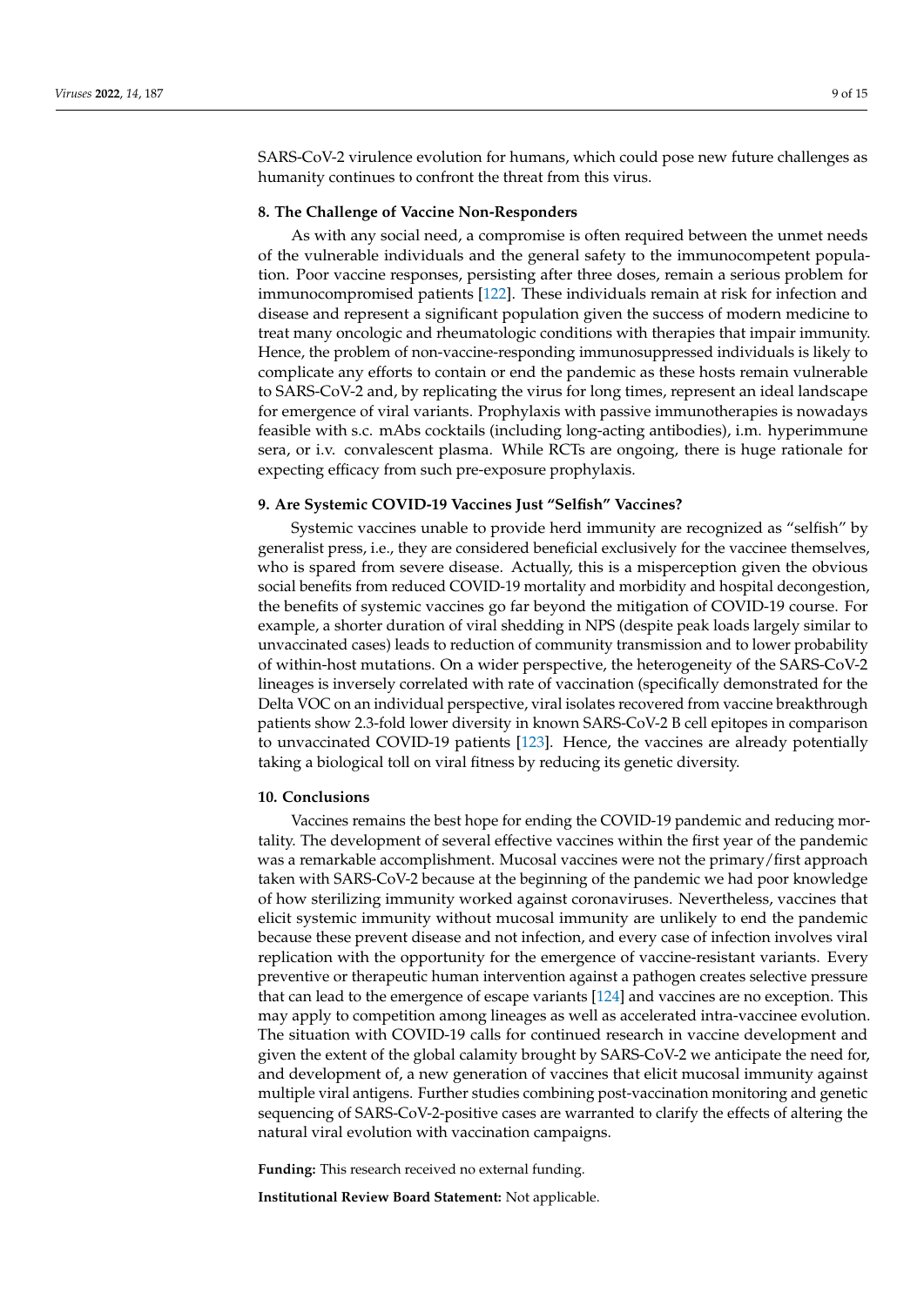SARS-CoV-2 virulence evolution for humans, which could pose new future challenges as humanity continues to confront the threat from this virus.

## 8. The Challenge of Vaccine Non-Responders

As with any social need, a compromise is often required between the unmet needs of the vulnerable individuals and the general safety to the immunocompetent population. Poor vaccine responses, persisting after three doses, remain a serious problem for immunocompromised patients [122]. These individuals remain at risk for infection and disease and represent a significant population given the success of modern medicine to treat many oncologic and rheumatologic conditions with therapies that impair immunity. Hence, the problem of non-vaccine-responding immunosuppressed individuals is likely to complicate any efforts to contain or end the pandemic as these hosts remain vulnerable to SARS-CoV-2 and, by replicating the virus for long times, represent an ideal landscape for emergence of viral variants. Prophylaxis with passive immunotherapies is nowadays feasible with s.c. mAbs cocktails (including long-acting antibodies), i.m. hyperimmune sera, or i.v. convalescent plasma. While RCTs are ongoing, there is huge rationale for expecting efficacy from such pre-exposure prophylaxis.

## 9. Are Systemic COVID-19 Vaccines Just "Selfish" Vaccines?

Systemic vaccines unable to provide herd immunity are recognized as "selfish" by generalist press, i.e., they are considered beneficial exclusively for the vaccinee themselves, who is spared from severe disease. Actually, this is a misperception given the obvious social benefits from reduced COVID-19 mortality and morbidity and hospital decongestion, the benefits of systemic vaccines go far beyond the mitigation of COVID-19 course. For example, a shorter duration of viral shedding in NPS (despite peak loads largely similar to unvaccinated cases) leads to reduction of community transmission and to lower probability of within-host mutations. On a wider perspective, the heterogeneity of the SARS-CoV-2 lineages is inversely correlated with rate of vaccination (specifically demonstrated for the Delta VOC on an individual perspective, viral isolates recovered from vaccine breakthrough patients show 2.3-fold lower diversity in known SARS-CoV-2 B cell epitopes in comparison to unvaccinated COVID-19 patients [123]. Hence, the vaccines are already potentially taking a biological toll on viral fitness by reducing its genetic diversity.

## 10. Conclusions

Vaccines remains the best hope for ending the COVID-19 pandemic and reducing mortality. The development of several effective vaccines within the first year of the pandemic was a remarkable accomplishment. Mucosal vaccines were not the primary/first approach taken with SARS-CoV-2 because at the beginning of the pandemic we had poor knowledge of how sterilizing immunity worked against coronaviruses. Nevertheless, vaccines that elicit systemic immunity without mucosal immunity are unlikely to end the pandemic because these prevent disease and not infection, and every case of infection involves viral replication with the opportunity for the emergence of vaccine-resistant variants. Every preventive or therapeutic human intervention against a pathogen creates selective pressure that can lead to the emergence of escape variants [124] and vaccines are no exception. This may apply to competition among lineages as well as accelerated intra-vaccinee evolution. The situation with COVID-19 calls for continued research in vaccine development and given the extent of the global calamity brought by SARS-CoV-2 we anticipate the need for, and development of, a new generation of vaccines that elicit mucosal immunity against multiple viral antigens. Further studies combining post-vaccination monitoring and genetic sequencing of SARS-CoV-2-positive cases are warranted to clarify the effects of altering the natural viral evolution with vaccination campaigns.

**Funding:** This research received no external funding.

**Institutional Review Board Statement:** Not applicable.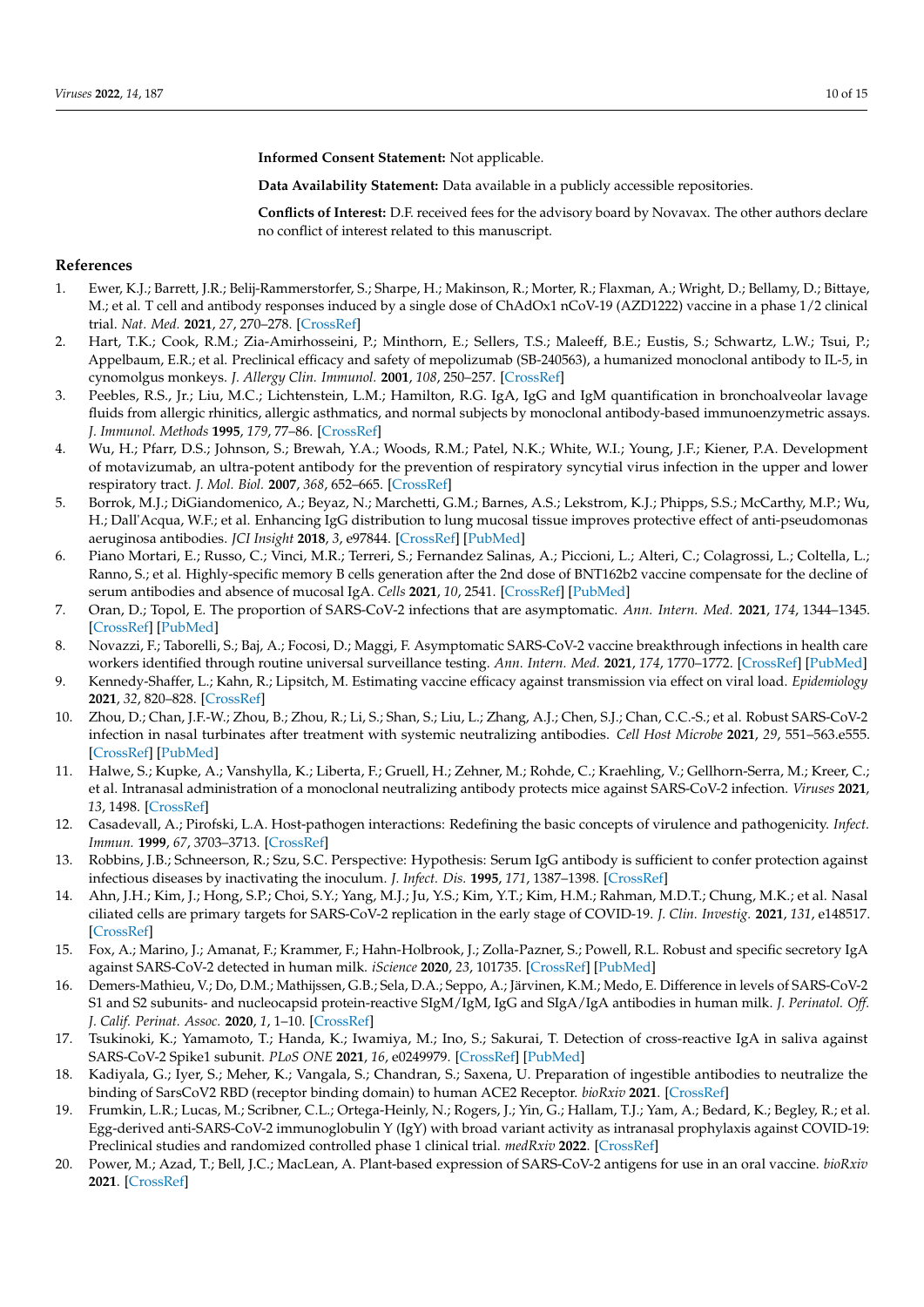**Informed Consent Statement:** Not applicable.

**Data Availability Statement:** Data available in a publicly accessible repositories.

**Conflicts of Interest:** D.F. received fees for the advisory board by Novavax. The other authors declare no conflict of interest related to this manuscript.

## References

1. Ewer, K.J.; Barrett, J.R.; Belij-Rammerstorfer, S.; Sharpe, H.; Makinson, R.; Morter, R.; Flaxman, A.; Wright, D.; Bellamy, D.; Bittaye, M.; et al. T cell and antibody responses induced by a single dose of ChAdOx1 nCoV-19 (AZD1222) vaccine in a phase 1/2 clinical trial. *Nat. Med.* **2021**, *27*, 270–278. [CrossRef]
2. Hart, T.K.; Cook, R.M.; Zia-Amirhosseini, P.; Minthorn, E.; Sellers, T.S.; Maleeff, B.E.; Eustis, S.; Schwartz, L.W.; Tsui, P.; Appelbaum, E.R.; et al. Preclinical efficacy and safety of mepolizumab (SB-240563), a humanized monoclonal antibody to IL-5, in cynomolgus monkeys. *J. Allergy Clin. Immunol.* **2001**, *108*, 250–257. [CrossRef]
3. Peebles, R.S., Jr.; Liu, M.C.; Lichtenstein, L.M.; Hamilton, R.G. IgA, IgG and IgM quantification in bronchoalveolar lavage fluids from allergic rhinitis, allergic asthmatics, and normal subjects by monoclonal antibody-based immunoenzymetric assays. *J. Immunol. Methods* **1995**, *179*, 77–86. [CrossRef]
4. Wu, H.; Pfarr, D.S.; Johnson, S.; Brewah, Y.A.; Woods, R.M.; Patel, N.K.; White, W.I.; Young, J.F.; Kiener, P.A. Development of motavizumab, an ultra-potent antibody for the prevention of respiratory syncytial virus infection in the upper and lower respiratory tract. *J. Mol. Biol.* **2007**, *368*, 652–665. [CrossRef]
5. Borrok, M.J.; DiGiandomenico, A.; Beyaz, N.; Marchetti, G.M.; Barnes, A.S.; Lekstrom, K.J.; Phipps, S.S.; McCarthy, M.P.; Wu, H.; Dall'Acqua, W.F.; et al. Enhancing IgG distribution to lung mucosal tissue improves protective effect of anti-pseudomonas aeruginosa antibodies. *JCI Insight* **2018**, *3*, e97844. [CrossRef] [PubMed]
6. Piano Mortari, E.; Russo, C.; Vinci, M.R.; Terreri, S.; Fernandez Salinas, A.; Piccioni, L.; Alteri, C.; Colagrossi, L.; Coltella, L.; Ranno, S.; et al. Highly-specific memory B cells generation after the 2nd dose of BNT162b2 vaccine compensate for the decline of serum antibodies and absence of mucosal IgA. *Cells* **2021**, *10*, 2541. [CrossRef] [PubMed]
7. Oran, D.; Topol, E. The proportion of SARS-CoV-2 infections that are asymptomatic. *Ann. Intern. Med.* **2021**, *174*, 1344–1345. [CrossRef] [PubMed]
8. Novazzi, F.; Taborelli, S.; Baj, A.; Focosi, D.; Maggi, F. Asymptomatic SARS-CoV-2 vaccine breakthrough infections in health care workers identified through routine universal surveillance testing. *Ann. Intern. Med.* **2021**, *174*, 1770–1772. [CrossRef] [PubMed]
9. Kennedy-Shaffer, L.; Kahn, R.; Lipsitch, M. Estimating vaccine efficacy against transmission via effect on viral load. *Epidemiology* **2021**, *32*, 820–828. [CrossRef]
10. Zhou, D.; Chan, J.F.-W.; Zhou, B.; Zhou, R.; Li, S.; Shan, S.; Liu, L.; Zhang, A.J.; Chen, S.J.; Chan, C.C.-S.; et al. Robust SARS-CoV-2 infection in nasal turbinates after treatment with systemic neutralizing antibodies. *Cell Host Microbe* **2021**, *29*, 551–563.e555. [CrossRef] [PubMed]
11. Halwe, S.; Kupke, A.; Vanshylla, K.; Liberta, F.; Gruell, H.; Zehner, M.; Rohde, C.; Kraehling, V.; Gellhorn-Serra, M.; Kreer, C.; et al. Intranasal administration of a monoclonal neutralizing antibody protects mice against SARS-CoV-2 infection. *Viruses* **2021**, *13*, 1498. [CrossRef]
12. Casadevall, A.; Pirofski, L.A. Host-pathogen interactions: Redefining the basic concepts of virulence and pathogenicity. *Infect. Immun.* **1999**, *67*, 3703–3713. [CrossRef]
13. Robbins, J.B.; Schneerson, R.; Szu, S.C. Perspective: Hypothesis: Serum IgG antibody is sufficient to confer protection against infectious diseases by inactivating the inoculum. *J. Infect. Dis.* **1995**, *171*, 1387–1398. [CrossRef]
14. Ahn, J.H.; Kim, J.; Hong, S.P.; Choi, S.Y.; Yang, M.J.; Ju, Y.S.; Kim, Y.T.; Kim, H.M.; Rahman, M.D.T.; Chung, M.K.; et al. Nasal ciliated cells are primary targets for SARS-CoV-2 replication in the early stage of COVID-19. *J. Clin. Investig.* **2021**, *131*, e148517. [CrossRef]
15. Fox, A.; Marino, J.; Amanat, F.; Krammer, F.; Hahn-Holbrook, J.; Zolla-Pazner, S.; Powell, R.L. Robust and specific secretory IgA against SARS-CoV-2 detected in human milk. *iScience* **2020**, *23*, 101735. [CrossRef] [PubMed]
16. Demers-Mathieu, V.; Do, D.M.; Mathijssen, G.B.; Sela, D.A.; Seppo, A.; Järvinen, K.M.; Medo, E. Difference in levels of SARS-CoV-2 S1 and S2 subunits- and nucleocapsid protein-reactive SIgM/IgM, IgG and SIgA/IgA antibodies in human milk. *J. Perinatol. Off. J. Calif. Perinat. Assoc.* **2020**, *1*, 1–10. [CrossRef]
17. Tsukinoki, K.; Yamamoto, T.; Handa, K.; Iwamiya, M.; Ino, S.; Sakurai, T. Detection of cross-reactive IgA in saliva against SARS-CoV-2 Spike1 subunit. *PLoS ONE* **2021**, *16*, e0249979. [CrossRef] [PubMed]
18. Kadiyala, G.; Iyer, S.; Meher, K.; Vangala, S.; Chandran, S.; Saxena, U. Preparation of ingestible antibodies to neutralize the binding of SarsCoV2 RBD (receptor binding domain) to human ACE2 Receptor. *bioRxiv* **2021**. [CrossRef]
19. Frumkin, L.R.; Lucas, M.; Scribner, C.L.; Ortega-Heinly, N.; Rogers, J.; Yin, G.; Hallam, T.J.; Yam, A.; Bedard, K.; Begley, R.; et al. Egg-derived anti-SARS-CoV-2 immunoglobulin Y (IgY) with broad variant activity as intranasal prophylaxis against COVID-19: Preclinical studies and randomized controlled phase 1 clinical trial. *medRxiv* **2022**. [CrossRef]
20. Power, M.; Azad, T.; Bell, J.C.; MacLean, A. Plant-based expression of SARS-CoV-2 antigens for use in an oral vaccine. *bioRxiv* **2021**. [CrossRef]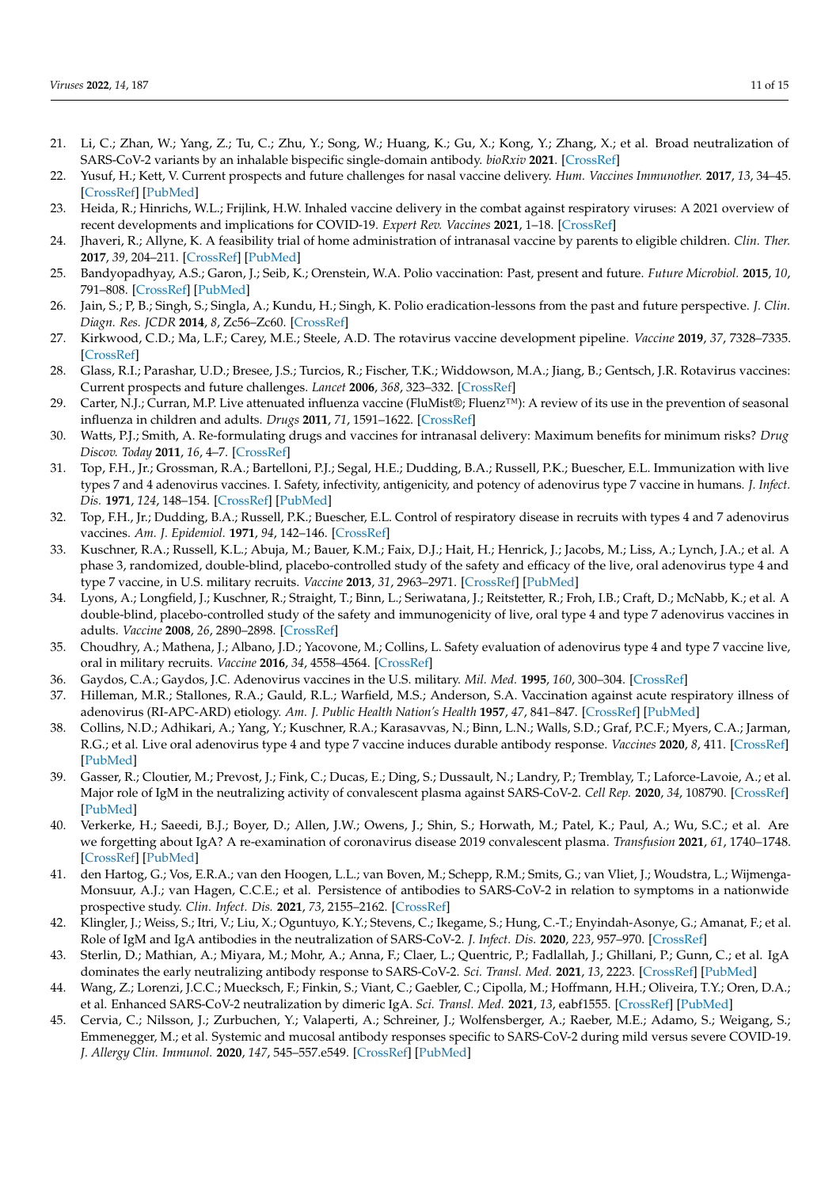21. Li, C.; Zhan, W.; Yang, Z.; Tu, C.; Zhu, Y.; Song, W.; Huang, K.; Gu, X.; Kong, Y.; Zhang, X.; et al. Broad neutralization of SARS-CoV-2 variants by an inhalable bispecific single-domain antibody. *bioRxiv* **2021**. [CrossRef]
22. Yusuf, H.; Kett, V. Current prospects and future challenges for nasal vaccine delivery. *Hum. Vaccines Immunother.* **2017**, *13*, 34–45. [CrossRef] [PubMed]
23. Heida, R.; Hinrichs, W.L.; Frijlink, H.W. Inhaled vaccine delivery in the combat against respiratory viruses: A 2021 overview of recent developments and implications for COVID-19. *Expert Rev. Vaccines* **2021**, 1–18. [CrossRef]
24. Jhaveri, R.; Allyne, K. A feasibility trial of home administration of intranasal vaccine by parents to eligible children. *Clin. Ther.* **2017**, *39*, 204–211. [CrossRef] [PubMed]
25. Bandyopadhyay, A.S.; Garon, J.; Seib, K.; Orenstein, W.A. Polio vaccination: Past, present and future. *Future Microbiol.* **2015**, *10*, 791–808. [CrossRef] [PubMed]
26. Jain, S.; P, B.; Singh, S.; Singla, A.; Kundu, H.; Singh, K. Polio eradication-lessons from the past and future perspective. *J. Clin. Diagn. Res. JCDR* **2014**, *8*, Zc56–Zc60. [CrossRef]
27. Kirkwood, C.D.; Ma, L.F.; Carey, M.E.; Steele, A.D. The rotavirus vaccine development pipeline. *Vaccine* **2019**, *37*, 7328–7335. [CrossRef]
28. Glass, R.I.; Parashar, U.D.; Bresee, J.S.; Turcios, R.; Fischer, T.K.; Widdowson, M.A.; Jiang, B.; Gentsch, J.R. Rotavirus vaccines: Current prospects and future challenges. *Lancet* **2006**, *368*, 323–332. [CrossRef]
29. Carter, N.J.; Curran, M.P. Live attenuated influenza vaccine (FluMist®; Fluenz™): A review of its use in the prevention of seasonal influenza in children and adults. *Drugs* **2011**, *71*, 1591–1622. [CrossRef]
30. Watts, P.J.; Smith, A. Re-formulating drugs and vaccines for intranasal delivery: Maximum benefits for minimum risks? *Drug Discov. Today* **2011**, *16*, 4–7. [CrossRef]
31. Top, F.H., Jr.; Grossman, R.A.; Bartelloni, P.J.; Segal, H.E.; Dudding, B.A.; Russell, P.K.; Buescher, E.L. Immunization with live types 7 and 4 adenovirus vaccines. I. Safety, infectivity, antigenicity, and potency of adenovirus type 7 vaccine in humans. *J. Infect. Dis.* **1971**, *124*, 148–154. [CrossRef] [PubMed]
32. Top, F.H., Jr.; Dudding, B.A.; Russell, P.K.; Buescher, E.L. Control of respiratory disease in recruits with types 4 and 7 adenovirus vaccines. *Am. J. Epidemiol.* **1971**, *94*, 142–146. [CrossRef]
33. Kuschner, R.A.; Russell, K.L.; Abuja, M.; Bauer, K.M.; Faix, D.J.; Hait, H.; Henrick, J.; Jacobs, M.; Liss, A.; Lynch, J.A.; et al. A phase 3, randomized, double-blind, placebo-controlled study of the safety and efficacy of the live, oral adenovirus type 4 and type 7 vaccine, in U.S. military recruits. *Vaccine* **2013**, *31*, 2963–2971. [CrossRef] [PubMed]
34. Lyons, A.; Longfield, J.; Kuschner, R.; Straight, T.; Binn, L.; Seriwatana, J.; Reitstetter, R.; Froh, I.B.; Craft, D.; McNabb, K.; et al. A double-blind, placebo-controlled study of the safety and immunogenicity of live, oral type 4 and type 7 adenovirus vaccines in adults. *Vaccine* **2008**, *26*, 2890–2898. [CrossRef]
35. Choudhry, A.; Mathena, J.; Albano, J.D.; Yacovone, M.; Collins, L. Safety evaluation of adenovirus type 4 and type 7 vaccine live, oral in military recruits. *Vaccine* **2016**, *34*, 4558–4564. [CrossRef]
36. Gaydos, C.A.; Gaydos, J.C. Adenovirus vaccines in the U.S. military. *Mil. Med.* **1995**, *160*, 300–304. [CrossRef]
37. Hilleman, M.R.; Stallones, R.A.; Gauld, R.L.; Warfield, M.S.; Anderson, S.A. Vaccination against acute respiratory illness of adenovirus (RI-APC-ARD) etiology. *Am. J. Public Health Nation's Health* **1957**, *47*, 841–847. [CrossRef] [PubMed]
38. Collins, N.D.; Adhikari, A.; Yang, Y.; Kuschner, R.A.; Karasavvas, N.; Binn, L.N.; Walls, S.D.; Graf, P.C.F.; Myers, C.A.; Jarman, R.G.; et al. Live oral adenovirus type 4 and type 7 vaccine induces durable antibody response. *Vaccines* **2020**, *8*, 411. [CrossRef] [PubMed]
39. Gasser, R.; Cloutier, M.; Prevost, J.; Fink, C.; Ducas, E.; Ding, S.; Dussault, N.; Landry, P.; Tremblay, T.; Laforce-Lavoie, A.; et al. Major role of IgM in the neutralizing activity of convalescent plasma against SARS-CoV-2. *Cell Rep.* **2020**, *34*, 108790. [CrossRef] [PubMed]
40. Verkerke, H.; Saeedi, B.J.; Boyer, D.; Allen, J.W.; Owens, J.; Shin, S.; Horwath, M.; Patel, K.; Paul, A.; Wu, S.C.; et al. Are we forgetting about IgA? A re-examination of coronavirus disease 2019 convalescent plasma. *Transfusion* **2021**, *61*, 1740–1748. [CrossRef] [PubMed]
41. den Hartog, G.; Vos, E.R.A.; van den Hoogen, L.L.; van Boven, M.; Schepp, R.M.; Smits, G.; van Vliet, J.; Woudstra, L.; Wijmenga-Monsuur, A.J.; van Hagen, C.C.E.; et al. Persistence of antibodies to SARS-CoV-2 in relation to symptoms in a nationwide prospective study. *Clin. Infect. Dis.* **2021**, *73*, 2155–2162. [CrossRef]
42. Klingler, J.; Weiss, S.; Itri, V.; Liu, X.; Oguntuyo, K.Y.; Stevens, C.; Ikegame, S.; Hung, C.-T.; Enyindah-Asonye, G.; Amanat, F.; et al. Role of IgM and IgA antibodies in the neutralization of SARS-CoV-2. *J. Infect. Dis.* **2020**, *223*, 957–970. [CrossRef]
43. Sterlin, D.; Mathian, A.; Miyara, M.; Mohr, A.; Anna, F.; Claer, L.; Quentric, P.; Fadlallah, J.; Ghillani, P.; Gunn, C.; et al. IgA dominates the early neutralizing antibody response to SARS-CoV-2. *Sci. Transl. Med.* **2021**, *13*, 2223. [CrossRef] [PubMed]
44. Wang, Z.; Lorenzi, J.C.C.; Muecksch, F.; Finkin, S.; Viant, C.; Gaebler, C.; Cipolla, M.; Hoffmann, H.H.; Oliveira, T.Y.; Oren, D.A.; et al. Enhanced SARS-CoV-2 neutralization by dimeric IgA. *Sci. Transl. Med.* **2021**, *13*, eabf1555. [CrossRef] [PubMed]
45. Cervia, C.; Nilsson, J.; Zurbuchen, Y.; Valaperti, A.; Schreiner, J.; Wolfensberger, A.; Raeber, M.E.; Adamo, S.; Weigang, S.; Emmenegger, M.; et al. Systemic and mucosal antibody responses specific to SARS-CoV-2 during mild versus severe COVID-19. *J. Allergy Clin. Immunol.* **2020**, *147*, 545–557.e549. [CrossRef] [PubMed]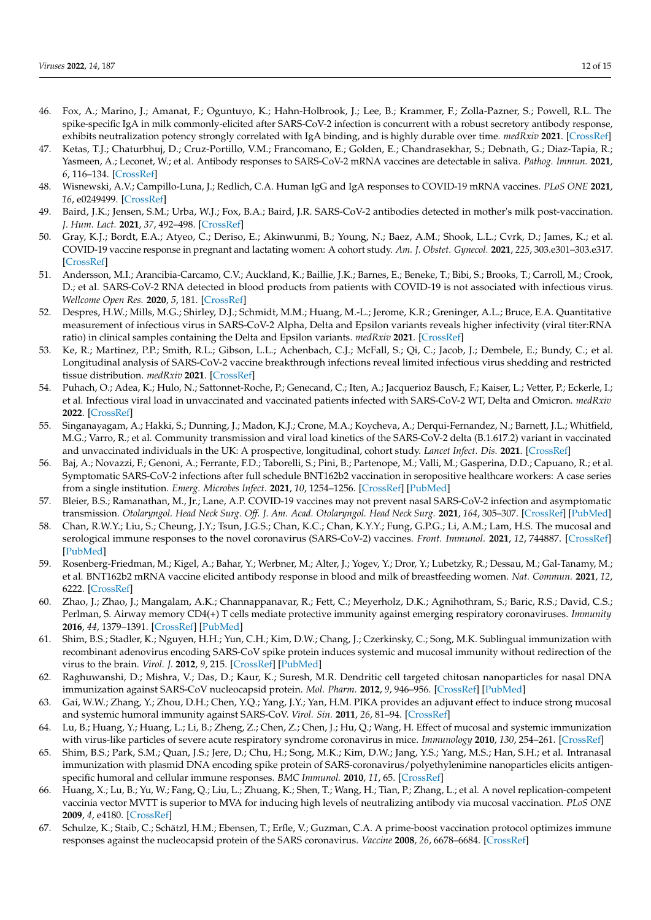46. Fox, A.; Marino, J.; Amanat, F.; Oguntuyo, K.; Hahn-Holbrook, J.; Lee, B.; Krammer, F.; Zolla-Pazner, S.; Powell, R.L. The spike-specific IgA in milk commonly-elicited after SARS-CoV-2 infection is concurrent with a robust secretory antibody response, exhibits neutralization potency strongly correlated with IgA binding, and is highly durable over time. *medRxiv* **2021**. [CrossRef]
47. Ketas, T.J.; Chaturbhuj, D.; Cruz-Portillo, V.M.; Francomano, E.; Golden, E.; Chandrasekhar, S.; Debnath, G.; Diaz-Tapia, R.; Yasmeen, A.; Leconet, W.; et al. Antibody responses to SARS-CoV-2 mRNA vaccines are detectable in saliva. *Pathog. Immun.* **2021**, *6*, 116–134. [CrossRef]
48. Wisnewski, A.V.; Campillo-Luna, J.; Redlich, C.A. Human IgG and IgA responses to COVID-19 mRNA vaccines. *PLoS ONE* **2021**, *16*, e0249499. [CrossRef]
49. Baird, J.K.; Jensen, S.M.; Urba, W.J.; Fox, B.A.; Baird, J.R. SARS-CoV-2 antibodies detected in mother's milk post-vaccination. *J. Hum. Lact.* **2021**, *37*, 492–498. [CrossRef]
50. Gray, K.J.; Bordt, E.A.; Atyeo, C.; Deriso, E.; Akinwunmi, B.; Young, N.; Baez, A.M.; Shook, L.L.; Cvrk, D.; James, K.; et al. COVID-19 vaccine response in pregnant and lactating women: A cohort study. *Am. J. Obstet. Gynecol.* **2021**, *225*, 303.e301–303.e317. [CrossRef]
51. Andersson, M.I.; Arancibia-Carcamo, C.V.; Auckland, K.; Baillie, J.K.; Barnes, E.; Beneke, T.; Bibi, S.; Brooks, T.; Carroll, M.; Crook, D.; et al. SARS-CoV-2 RNA detected in blood products from patients with COVID-19 is not associated with infectious virus. *Wellcome Open Res.* **2020**, *5*, 181. [CrossRef]
52. Despres, H.W.; Mills, M.G.; Shirley, D.J.; Schmidt, M.M.; Huang, M.-L.; Jerome, K.R.; Greninger, A.L.; Bruce, E.A. Quantitative measurement of infectious virus in SARS-CoV-2 Alpha, Delta and Epsilon variants reveals higher infectivity (viral titer:RNA ratio) in clinical samples containing the Delta and Epsilon variants. *medRxiv* **2021**. [CrossRef]
53. Ke, R.; Martinez, P.P.; Smith, R.L.; Gibson, L.L.; Achenbach, C.J.; McFall, S.; Qi, C.; Jacob, J.; Dembele, E.; Bundy, C.; et al. Longitudinal analysis of SARS-CoV-2 vaccine breakthrough infections reveal limited infectious virus shedding and restricted tissue distribution. *medRxiv* **2021**. [CrossRef]
54. Puhach, O.; Adea, K.; Hulo, N.; Sattonnet-Roche, P.; Genecand, C.; Iten, A.; Jacquerioz Bausch, F.; Kaiser, L.; Vetter, P.; Eckerle, I.; et al. Infectious viral load in unvaccinated and vaccinated patients infected with SARS-CoV-2 WT, Delta and Omicron. *medRxiv* **2022**. [CrossRef]
55. Singanayagam, A.; Hakki, S.; Dunning, J.; Madon, K.J.; Crone, M.A.; Koycheva, A.; Derqui-Fernandez, N.; Barnett, J.L.; Whitfield, M.G.; Varro, R.; et al. Community transmission and viral load kinetics of the SARS-CoV-2 delta (B.1.617.2) variant in vaccinated and unvaccinated individuals in the UK: A prospective, longitudinal, cohort study. *Lancet Infect. Dis.* **2021**. [CrossRef]
56. Baj, A.; Novazzi, F.; Genoni, A.; Ferrante, F.D.; Taborelli, S.; Pini, B.; Partenope, M.; Valli, M.; Gasperina, D.D.; Capuano, R.; et al. Symptomatic SARS-CoV-2 infections after full schedule BNT162b2 vaccination in seropositive healthcare workers: A case series from a single institution. *Emerg. Microbes Infect.* **2021**, *10*, 1254–1256. [CrossRef] [PubMed]
57. Bleier, B.S.; Ramanathan, M., Jr.; Lane, A.P. COVID-19 vaccines may not prevent nasal SARS-CoV-2 infection and asymptomatic transmission. *Otolaryngol. Head Neck Surg. Off. J. Am. Acad. Otolaryngol. Head Neck Surg.* **2021**, *164*, 305–307. [CrossRef] [PubMed]
58. Chan, R.W.Y.; Liu, S.; Cheung, J.Y.; Tsun, J.G.S.; Chan, K.C.; Chan, K.Y.Y.; Fung, G.P.G.; Li, A.M.; Lam, H.S. The mucosal and serological immune responses to the novel coronavirus (SARS-CoV-2) vaccines. *Front. Immunol.* **2021**, *12*, 744887. [CrossRef] [PubMed]
59. Rosenberg-Friedman, M.; Kigel, A.; Bahar, Y.; Werbner, M.; Alter, J.; Yogev, Y.; Dror, Y.; Lubetzky, R.; Dessau, M.; Gal-Tanamy, M.; et al. BNT162b2 mRNA vaccine elicited antibody response in blood and milk of breastfeeding women. *Nat. Commun.* **2021**, *12*, 6222. [CrossRef]
60. Zhao, J.; Zhao, J.; Mangalam, A.K.; Channappanavar, R.; Fett, C.; Meyerholz, D.K.; Agnihothram, S.; Baric, R.S.; David, C.S.; Perlman, S. Airway memory CD4(+) T cells mediate protective immunity against emerging respiratory coronaviruses. *Immunity* **2016**, *44*, 1379–1391. [CrossRef] [PubMed]
61. Shim, B.S.; Stadler, K.; Nguyen, H.H.; Yun, C.H.; Kim, D.W.; Chang, J.; Czerkinsky, C.; Song, M.K. Sublingual immunization with recombinant adenovirus encoding SARS-CoV spike protein induces systemic and mucosal immunity without redirection of the virus to the brain. *Virol. J.* **2012**, *9*, 215. [CrossRef] [PubMed]
62. Raghuwanshi, D.; Mishra, V.; Das, D.; Kaur, K.; Suresh, M.R. Dendritic cell targeted chitosan nanoparticles for nasal DNA immunization against SARS CoV nucleocapsid protein. *Mol. Pharm.* **2012**, *9*, 946–956. [CrossRef] [PubMed]
63. Gai, W.W.; Zhang, Y.; Zhou, D.H.; Chen, Y.Q.; Yang, J.Y.; Yan, H.M. PIKA provides an adjuvant effect to induce strong mucosal and systemic humoral immunity against SARS-CoV. *Virol. Sin.* **2011**, *26*, 81–94. [CrossRef]
64. Lu, B.; Huang, Y.; Huang, L.; Li, B.; Zheng, Z.; Chen, Z.; Chen, J.; Hu, Q.; Wang, H. Effect of mucosal and systemic immunization with virus-like particles of severe acute respiratory syndrome coronavirus in mice. *Immunology* **2010**, *130*, 254–261. [CrossRef]
65. Shim, B.S.; Park, S.M.; Quan, J.S.; Jere, D.; Chu, H.; Song, M.K.; Kim, D.W.; Jang, Y.S.; Yang, M.S.; Han, S.H.; et al. Intranasal immunization with plasmid DNA encoding spike protein of SARS-coronavirus/polyethylenimine nanoparticles elicits antigen-specific humoral and cellular immune responses. *BMC Immunol.* **2010**, *11*, 65. [CrossRef]
66. Huang, X.; Lu, B.; Yu, W.; Fang, Q.; Liu, L.; Zhuang, K.; Shen, T.; Wang, H.; Tian, P.; Zhang, L.; et al. A novel replication-competent vaccinia vector MVTT is superior to MVA for inducing high levels of neutralizing antibody via mucosal vaccination. *PLoS ONE* **2009**, *4*, e4180. [CrossRef]
67. Schulze, K.; Staib, C.; Schätzl, H.M.; Ebensen, T.; Erfle, V.; Guzman, C.A. A prime-boost vaccination protocol optimizes immune responses against the nucleocapsid protein of the SARS coronavirus. *Vaccine* **2008**, *26*, 6678–6684. [CrossRef]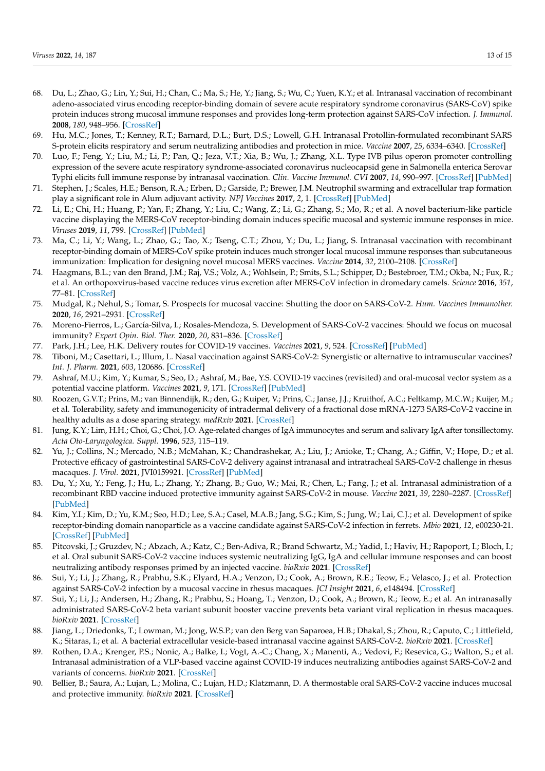68. Du, L.; Zhao, G.; Lin, Y.; Sui, H.; Chan, C.; Ma, S.; He, Y.; Jiang, S.; Wu, C.; Yuen, K.Y.; et al. Intranasal vaccination of recombinant adeno-associated virus encoding receptor-binding domain of severe acute respiratory syndrome coronavirus (SARS-CoV) spike protein induces strong mucosal immune responses and provides long-term protection against SARS-CoV infection. *J. Immunol.* **2008**, *180*, 948–956. [CrossRef]
69. Hu, M.C.; Jones, T.; Kenney, R.T.; Barnard, D.L.; Burt, D.S.; Lowell, G.H. Intranasal Protollin-formulated recombinant SARS S-protein elicits respiratory and serum neutralizing antibodies and protection in mice. *Vaccine* **2007**, *25*, 6334–6340. [CrossRef]
70. Luo, F.; Feng, Y.; Liu, M.; Li, P.; Pan, Q.; Jeza, V.T.; Xia, B.; Wu, J.; Zhang, X.L. Type IVB pilus operon promoter controlling expression of the severe acute respiratory syndrome-associated coronavirus nucleocapsid gene in Salmonella enterica Serovar Typhi elicits full immune response by intranasal vaccination. *Clin. Vaccine Immunol. CVI* **2007**, *14*, 990–997. [CrossRef] [PubMed]
71. Stephen, J.; Scales, H.E.; Benson, R.A.; Erben, D.; Garside, P.; Brewer, J.M. Neutrophil swarming and extracellular trap formation play a significant role in Alum adjuvant activity. *NPJ Vaccines* **2017**, *2*, 1. [CrossRef] [PubMed]
72. Li, E.; Chi, H.; Huang, P.; Yan, F.; Zhang, Y.; Liu, C.; Wang, Z.; Li, G.; Zhang, S.; Mo, R.; et al. A novel bacterium-like particle vaccine displaying the MERS-CoV receptor-binding domain induces specific mucosal and systemic immune responses in mice. *Viruses* **2019**, *11*, 799. [CrossRef] [PubMed]
73. Ma, C.; Li, Y.; Wang, L.; Zhao, G.; Tao, X.; Tseng, C.T.; Zhou, Y.; Du, L.; Jiang, S. Intranasal vaccination with recombinant receptor-binding domain of MERS-CoV spike protein induces much stronger local mucosal immune responses than subcutaneous immunization: Implication for designing novel mucosal MERS vaccines. *Vaccine* **2014**, *32*, 2100–2108. [CrossRef]
74. Haagmans, B.L.; van den Brand, J.M.; Raj, V.S.; Volz, A.; Wohlsein, P.; Smits, S.L.; Schipper, D.; Bestebroer, T.M.; Okba, N.; Fux, R.; et al. An orthopoxvirus-based vaccine reduces virus excretion after MERS-CoV infection in dromedary camels. *Science* **2016**, *351*, 77–81. [CrossRef]
75. Mudgal, R.; Nehul, S.; Tomar, S. Prospects for mucosal vaccine: Shutting the door on SARS-CoV-2. *Hum. Vaccines Immunother.* **2020**, *16*, 2921–2931. [CrossRef]
76. Moreno-Fierros, L.; García-Silva, I.; Rosales-Mendoza, S. Development of SARS-CoV-2 vaccines: Should we focus on mucosal immunity? *Expert Opin. Biol. Ther.* **2020**, *20*, 831–836. [CrossRef]
77. Park, J.H.; Lee, H.K. Delivery routes for COVID-19 vaccines. *Vaccines* **2021**, *9*, 524. [CrossRef] [PubMed]
78. Tiboni, M.; Casettari, L.; Illum, L. Nasal vaccination against SARS-CoV-2: Synergistic or alternative to intramuscular vaccines? *Int. J. Pharm.* **2021**, *603*, 120686. [CrossRef]
79. Ashraf, M.U.; Kim, Y.; Kumar, S.; Seo, D.; Ashraf, M.; Bae, Y.S. COVID-19 vaccines (revisited) and oral-mucosal vector system as a potential vaccine platform. *Vaccines* **2021**, *9*, 171. [CrossRef] [PubMed]
80. Roozen, G.V.T.; Prins, M.; van Binnendijk, R.; den, G.; Kuiper, V.; Prins, C.; Janse, J.J.; Kruithof, A.C.; Feltkamp, M.C.W.; Kuijer, M.; et al. Tolerability, safety and immunogenicity of intradermal delivery of a fractional dose mRNA-1273 SARS-CoV-2 vaccine in healthy adults as a dose sparing strategy. *medRxiv* **2021**. [CrossRef]
81. Jung, K.Y.; Lim, H.H.; Choi, G.; Choi, J.O. Age-related changes of IgA immunocytes and serum and salivary IgA after tonsillectomy. *Acta Oto-Laryngologica. Suppl.* **1996**, *523*, 115–119.
82. Yu, J.; Collins, N.; Mercado, N.B.; McMahan, K.; Chandrashekar, A.; Liu, J.; Anioke, T.; Chang, A.; Giffin, V.; Hope, D.; et al. Protective efficacy of gastrointestinal SARS-CoV-2 delivery against intranasal and intratracheal SARS-CoV-2 challenge in rhesus macaques. *J. Virol.* **2021**, JVI0159921. [CrossRef] [PubMed]
83. Du, Y.; Xu, Y.; Feng, J.; Hu, L.; Zhang, Y.; Zhang, B.; Guo, W.; Mai, R.; Chen, L.; Fang, J.; et al. Intranasal administration of a recombinant RBD vaccine induced protective immunity against SARS-CoV-2 in mouse. *Vaccine* **2021**, *39*, 2280–2287. [CrossRef] [PubMed]
84. Kim, Y.I.; Kim, D.; Yu, K.M.; Seo, H.D.; Lee, S.A.; Casel, M.A.B.; Jang, S.G.; Kim, S.; Jung, W.; Lai, C.J.; et al. Development of spike receptor-binding domain nanoparticle as a vaccine candidate against SARS-CoV-2 infection in ferrets. *Mbio* **2021**, *12*, e00230-21. [CrossRef] [PubMed]
85. Pitcovski, J.; Gruzdev, N.; Abzach, A.; Katz, C.; Ben-Adiva, R.; Brand Schwartz, M.; Yadid, I.; Haviv, H.; Rapoport, I.; Bloch, I.; et al. Oral subunit SARS-CoV-2 vaccine induces systemic neutralizing IgG, IgA and cellular immune responses and can boost neutralizing antibody responses primed by an injected vaccine. *bioRxiv* **2021**. [CrossRef]
86. Sui, Y.; Li, J.; Zhang, R.; Prabhu, S.K.; Elyard, H.A.; Venzon, D.; Cook, A.; Brown, R.E.; Teow, E.; Velasco, J.; et al. Protection against SARS-CoV-2 infection by a mucosal vaccine in rhesus macaques. *JCI Insight* **2021**, *6*, e148494. [CrossRef]
87. Sui, Y.; Li, J.; Andersen, H.; Zhang, R.; Prabhu, S.; Hoang, T.; Venzon, D.; Cook, A.; Brown, R.; Teow, E.; et al. An intranasally administrated SARS-CoV-2 beta variant subunit booster vaccine prevents beta variant viral replication in rhesus macaques. *bioRxiv* **2021**. [CrossRef]
88. Jiang, L.; Driedonks, T.; Lowman, M.; Jong, W.S.P.; van den Berg van Saparoea, H.B.; Dhakal, S.; Zhou, R.; Caputo, C.; Littlefield, K.; Sitaras, I.; et al. A bacterial extracellular vesicle-based intranasal vaccine against SARS-CoV-2. *bioRxiv* **2021**. [CrossRef]
89. Rothen, D.A.; Krenger, P.S.; Nonic, A.; Balke, I.; Vogt, A.-C.; Chang, X.; Manenti, A.; Vedovi, F.; Resevica, G.; Walton, S.; et al. Intranasal administration of a VLP-based vaccine against COVID-19 induces neutralizing antibodies against SARS-CoV-2 and variants of concerns. *bioRxiv* **2021**. [CrossRef]
90. Bellier, B.; Saura, A.; Lujan, L.; Molina, C.; Lujan, H.D.; Klatzmann, D. A thermostable oral SARS-CoV-2 vaccine induces mucosal and protective immunity. *bioRxiv* **2021**. [CrossRef]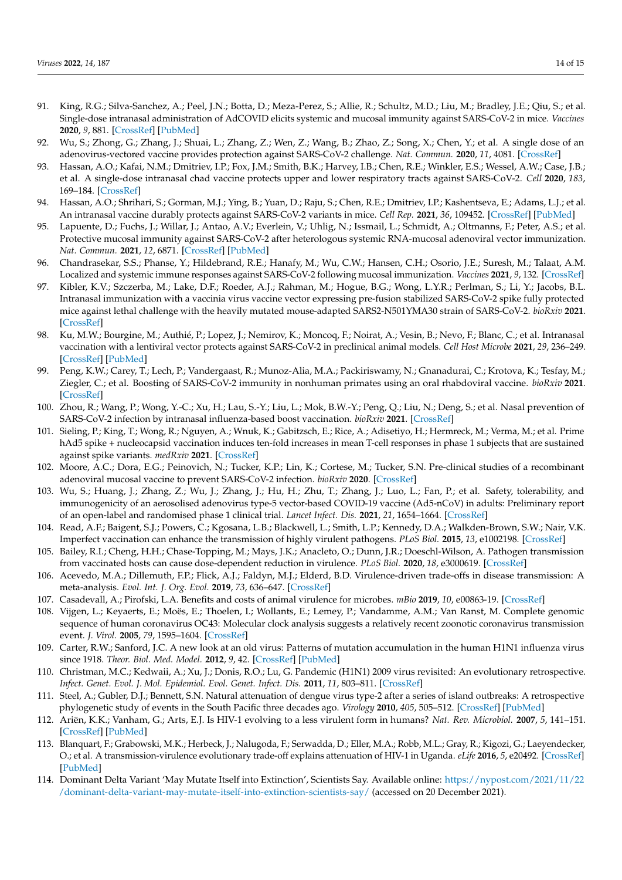91. King, R.G.; Silva-Sanchez, A.; Peel, J.N.; Botta, D.; Meza-Perez, S.; Allie, R.; Schultz, M.D.; Liu, M.; Bradley, J.E.; Qiu, S.; et al. Single-dose intranasal administration of AdCOVID elicits systemic and mucosal immunity against SARS-CoV-2 in mice. *Vaccines* **2020**, *9*, 881. [CrossRef] [PubMed]
92. Wu, S.; Zhong, G.; Zhang, J.; Shuai, L.; Zhang, Z.; Wen, Z.; Wang, B.; Zhao, Z.; Song, X.; Chen, Y.; et al. A single dose of an adenovirus-vectored vaccine provides protection against SARS-CoV-2 challenge. *Nat. Commun.* **2020**, *11*, 4081. [CrossRef]
93. Hassan, A.O.; Kafai, N.M.; Dmitriev, I.P.; Fox, J.M.; Smith, B.K.; Harvey, I.B.; Chen, R.E.; Winkler, E.S.; Wessel, A.W.; Case, J.B.; et al. A single-dose intranasal chad vaccine protects upper and lower respiratory tracts against SARS-CoV-2. *Cell* **2020**, *183*, 169–184. [CrossRef]
94. Hassan, A.O.; Shrihari, S.; Gorman, M.J.; Ying, B.; Yuan, D.; Raju, S.; Chen, R.E.; Dmitriev, I.P.; Kashentseva, E.; Adams, L.J.; et al. An intranasal vaccine durably protects against SARS-CoV-2 variants in mice. *Cell Rep.* **2021**, *36*, 109452. [CrossRef] [PubMed]
95. Lapuente, D.; Fuchs, J.; Willar, J.; Antao, A.V.; Everlein, V.; Uhlig, N.; Issmail, L.; Schmidt, A.; Oltmanns, F.; Peter, A.S.; et al. Protective mucosal immunity against SARS-CoV-2 after heterologous systemic RNA-mucosal adenoviral vector immunization. *Nat. Commun.* **2021**, *12*, 6871. [CrossRef] [PubMed]
96. Chandrasekar, S.S.; Phanse, Y.; Hildebrand, R.E.; Hanafy, M.; Wu, C.W.; Hansen, C.H.; Osorio, J.E.; Suresh, M.; Talaat, A.M. Localized and systemic immune responses against SARS-CoV-2 following mucosal immunization. *Vaccines* **2021**, *9*, 132. [CrossRef]
97. Kibler, K.V.; Szczerba, M.; Lake, D.F.; Roeder, A.J.; Rahman, M.; Hogue, B.G.; Wong, L.Y.R.; Perlman, S.; Li, Y.; Jacobs, B.L. Intranasal immunization with a vaccinia virus vaccine vector expressing pre-fusion stabilized SARS-CoV-2 spike fully protected mice against lethal challenge with the heavily mutated mouse-adapted SARS2-N501YMA30 strain of SARS-CoV-2. *bioRxiv* **2021**. [CrossRef]
98. Ku, M.W.; Bourgine, M.; Authié, P.; Lopez, J.; Nemirov, K.; Moncoq, F.; Noirat, A.; Vesin, B.; Nevo, F.; Blanc, C.; et al. Intranasal vaccination with a lentiviral vector protects against SARS-CoV-2 in preclinical animal models. *Cell Host Microbe* **2021**, *29*, 236–249. [CrossRef] [PubMed]
99. Peng, K.W.; Carey, T.; Lech, P.; Vandergaast, R.; Munoz-Alia, M.A.; Packiriswamy, N.; Gnanadurai, C.; Krotova, K.; Tesfay, M.; Ziegler, C.; et al. Boosting of SARS-CoV-2 immunity in nonhuman primates using an oral rhabdoviral vaccine. *bioRxiv* **2021**. [CrossRef]
100. Zhou, R.; Wang, P.; Wong, Y.-C.; Xu, H.; Lau, S.-Y.; Liu, L.; Mok, B.W.-Y.; Peng, Q.; Liu, N.; Deng, S.; et al. Nasal prevention of SARS-CoV-2 infection by intranasal influenza-based boost vaccination. *bioRxiv* **2021**. [CrossRef]
101. Sieling, P.; King, T.; Wong, R.; Nguyen, A.; Wnuk, K.; Gabitzsch, E.; Rice, A.; Adisetiyo, H.; Hermreck, M.; Verma, M.; et al. Prime hAd5 spike + nucleocapsid vaccination induces ten-fold increases in mean T-cell responses in phase 1 subjects that are sustained against spike variants. *medRxiv* **2021**. [CrossRef]
102. Moore, A.C.; Dora, E.G.; Peinovich, N.; Tucker, K.P.; Lin, K.; Cortese, M.; Tucker, S.N. Pre-clinical studies of a recombinant adenoviral mucosal vaccine to prevent SARS-CoV-2 infection. *bioRxiv* **2020**. [CrossRef]
103. Wu, S.; Huang, J.; Zhang, Z.; Wu, J.; Zhang, J.; Hu, H.; Zhu, T.; Zhang, J.; Luo, L.; Fan, P.; et al. Safety, tolerability, and immunogenicity of an aerosolised adenovirus type-5 vector-based COVID-19 vaccine (Ad5-nCoV) in adults: Preliminary report of an open-label and randomised phase 1 clinical trial. *Lancet Infect. Dis.* **2021**, *21*, 1654–1664. [CrossRef]
104. Read, A.F.; Baigent, S.J.; Powers, C.; Kgosana, L.B.; Blackwell, L.; Smith, L.P.; Kennedy, D.A.; Walkden-Brown, S.W.; Nair, V.K. Imperfect vaccination can enhance the transmission of highly virulent pathogens. *PLoS Biol.* **2015**, *13*, e1002198. [CrossRef]
105. Bailey, R.I.; Cheng, H.H.; Chase-Topping, M.; Mays, J.K.; Anacleto, O.; Dunn, J.R.; Doeschl-Wilson, A. Pathogen transmission from vaccinated hosts can cause dose-dependent reduction in virulence. *PLoS Biol.* **2020**, *18*, e3000619. [CrossRef]
106. Acevedo, M.A.; Dillemuth, F.P.; Flick, A.J.; Faldyn, M.J.; Elderd, B.D. Virulence-driven trade-offs in disease transmission: A meta-analysis. *Evol. Int. J. Org. Evol.* **2019**, *73*, 636–647. [CrossRef]
107. Casadevall, A.; Pirofski, L.A. Benefits and costs of animal virulence for microbes. *mBio* **2019**, *10*, e00863-19. [CrossRef]
108. Vijgen, L.; Keyaerts, E.; Moës, E.; Thoelen, I.; Wollants, E.; Lemey, P.; Vandamme, A.M.; Van Ranst, M. Complete genomic sequence of human coronavirus OC43: Molecular clock analysis suggests a relatively recent zoonotic coronavirus transmission event. *J. Virol.* **2005**, *79*, 1595–1604. [CrossRef]
109. Carter, R.W.; Sanford, J.C. A new look at an old virus: Patterns of mutation accumulation in the human H1N1 influenza virus since 1918. *Theor. Biol. Med. Model.* **2012**, *9*, 42. [CrossRef] [PubMed]
110. Christman, M.C.; Kedwaii, A.; Xu, J.; Donis, R.O.; Lu, G. Pandemic (H1N1) 2009 virus revisited: An evolutionary retrospective. *Infect. Genet. Evol. J. Mol. Epidemiol. Evol. Genet. Infect. Dis.* **2011**, *11*, 803–811. [CrossRef]
111. Steel, A.; Gubler, D.J.; Bennett, S.N. Natural attenuation of dengue virus type-2 after a series of island outbreaks: A retrospective phylogenetic study of events in the South Pacific three decades ago. *Virology* **2010**, *405*, 505–512. [CrossRef] [PubMed]
112. Ariën, K.K.; Vanham, G.; Arts, E.J. Is HIV-1 evolving to a less virulent form in humans? *Nat. Rev. Microbiol.* **2007**, *5*, 141–151. [CrossRef] [PubMed]
113. Blanquart, F.; Grabowski, M.K.; Herbeck, J.; Nalugoda, F.; Serwadda, D.; Eller, M.A.; Robb, M.L.; Gray, R.; Kigozi, G.; Laeyendecker, O.; et al. A transmission-virulence evolutionary trade-off explains attenuation of HIV-1 in Uganda. *eLife* **2016**, *5*, e20492. [CrossRef] [PubMed]
114. Dominant Delta Variant 'May Mutate Itself into Extinction', Scientists Say. Available online: https://nypost.com/2021/11/22/dominant-delta-variant-may-mutate-itself-into-extinction-scientists-say/ (accessed on 20 December 2021).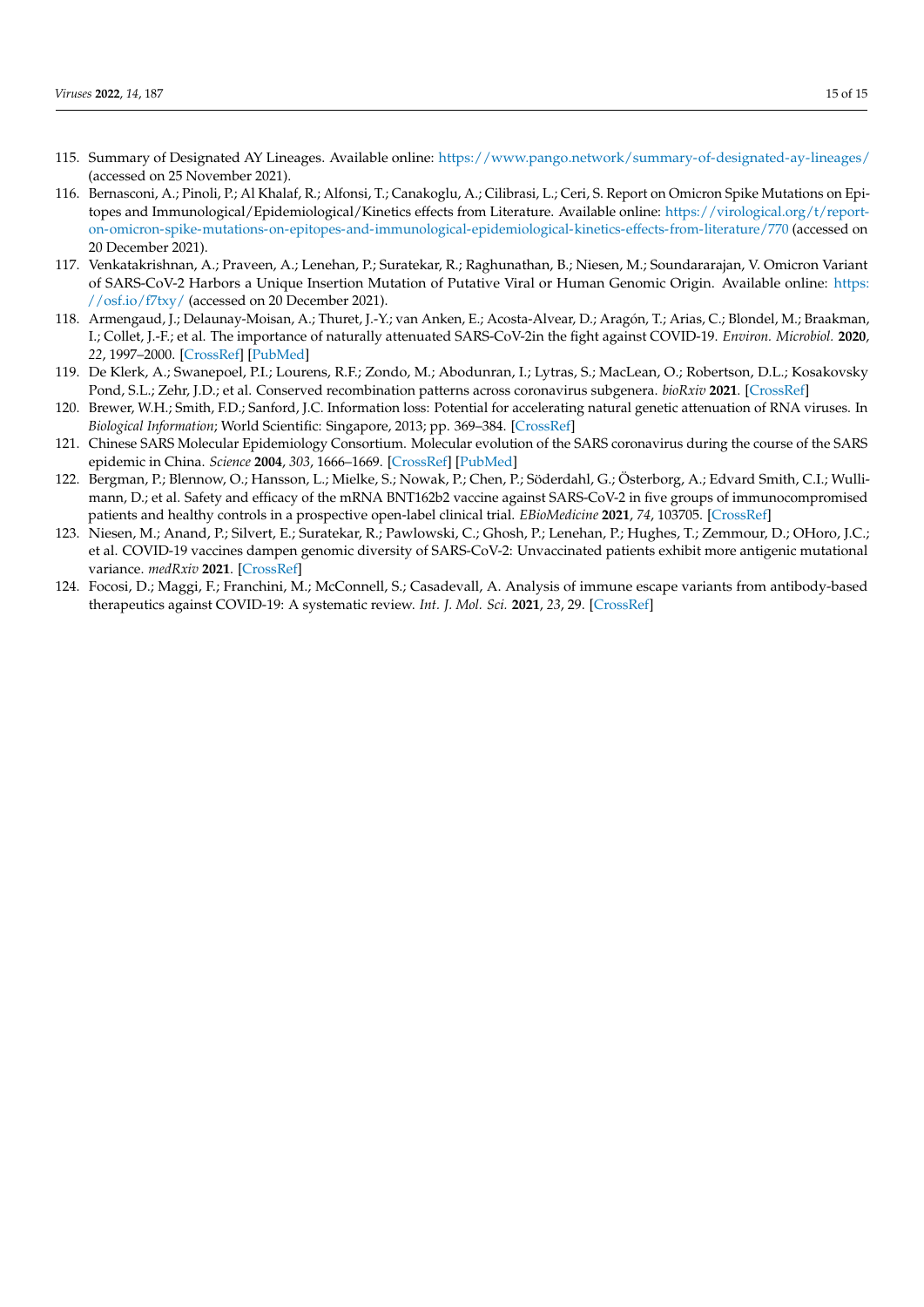115. Summary of Designated AY Lineages. Available online: https://www.pango.network/summary-of-designated-ay-lineages/ (accessed on 25 November 2021).
116. Bernasconi, A.; Pinoli, P.; Al Khalaf, R.; Alfonsi, T.; Canakoglu, A.; Cilibrasi, L.; Ceri, S. Report on Omicron Spike Mutations on Epitopes and Immunological/Epidemiological/Kinetics effects from Literature. Available online: https://virological.org/t/report-on-omicron-spike-mutations-on-epitopes-and-immunological-epidemiological-kinetics-effects-from-literature/770 (accessed on 20 December 2021).
117. Venkatakrishnan, A.; Praveen, A.; Lenehan, P.; Suratekar, R.; Raghunathan, B.; Niesen, M.; Soundararajan, V. Omicron Variant of SARS-CoV-2 Harbors a Unique Insertion Mutation of Putative Viral or Human Genomic Origin. Available online: https://osf.io/f7txy/ (accessed on 20 December 2021).
118. Armengaud, J.; Delaunay-Moisan, A.; Thuret, J.-Y.; van Anken, E.; Acosta-Alvear, D.; Aragón, T.; Arias, C.; Blondel, M.; Braakman, I.; Collet, J.-F.; et al. The importance of naturally attenuated SARS-CoV-2in the fight against COVID-19. *Environ. Microbiol.* **2020**, *22*, 1997–2000. [CrossRef] [PubMed]
119. De Klerk, A.; Swanepoel, P.I.; Lourens, R.F.; Zondo, M.; Abodunran, I.; Lytras, S.; MacLean, O.; Robertson, D.L.; Kosakovsky Pond, S.L.; Zehr, J.D.; et al. Conserved recombination patterns across coronavirus subgenera. *bioRxiv* **2021**. [CrossRef]
120. Brewer, W.H.; Smith, F.D.; Sanford, J.C. Information loss: Potential for accelerating natural genetic attenuation of RNA viruses. In *Biological Information*; World Scientific: Singapore, 2013; pp. 369–384. [CrossRef]
121. Chinese SARS Molecular Epidemiology Consortium. Molecular evolution of the SARS coronavirus during the course of the SARS epidemic in China. *Science* **2004**, *303*, 1666–1669. [CrossRef] [PubMed]
122. Bergman, P.; Blennow, O.; Hansson, L.; Mielke, S.; Nowak, P.; Chen, P.; Söderdahl, G.; Österborg, A.; Edvard Smith, C.I.; Wullimann, D.; et al. Safety and efficacy of the mRNA BNT162b2 vaccine against SARS-CoV-2 in five groups of immunocompromised patients and healthy controls in a prospective open-label clinical trial. *EBioMedicine* **2021**, *74*, 103705. [CrossRef]
123. Niesen, M.; Anand, P.; Silvert, E.; Suratekar, R.; Pawlowski, C.; Ghosh, P.; Lenehan, P.; Hughes, T.; Zemmour, D.; OHoro, J.C.; et al. COVID-19 vaccines dampen genomic diversity of SARS-CoV-2: Unvaccinated patients exhibit more antigenic mutational variance. *medRxiv* **2021**. [CrossRef]
124. Focosi, D.; Maggi, F.; Franchini, M.; McConnell, S.; Casadevall, A. Analysis of immune escape variants from antibody-based therapeutics against COVID-19: A systematic review. *Int. J. Mol. Sci.* **2021**, *23*, 29. [CrossRef]